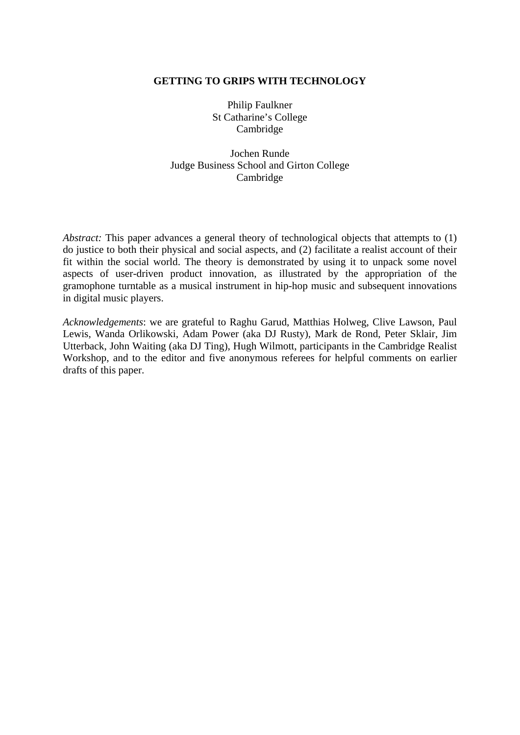# GETTING TO GRIPS WITH TECHNOLOGY

Philip Faulkner
St Catharine's College
Cambridge

Jochen Runde
Judge Business School and Girton College
Cambridge

*Abstract:* This paper advances a general theory of technological objects that attempts to (1) do justice to both their physical and social aspects, and (2) facilitate a realist account of their fit within the social world. The theory is demonstrated by using it to unpack some novel aspects of user-driven product innovation, as illustrated by the appropriation of the gramophone turntable as a musical instrument in hip-hop music and subsequent innovations in digital music players.

*Acknowledgements*: we are grateful to Raghu Garud, Matthias Holweg, Clive Lawson, Paul Lewis, Wanda Orlikowski, Adam Power (aka DJ Rusty), Mark de Rond, Peter Sklair, Jim Utterback, John Waiting (aka DJ Ting), Hugh Wilmott, participants in the Cambridge Realist Workshop, and to the editor and five anonymous referees for helpful comments on earlier drafts of this paper.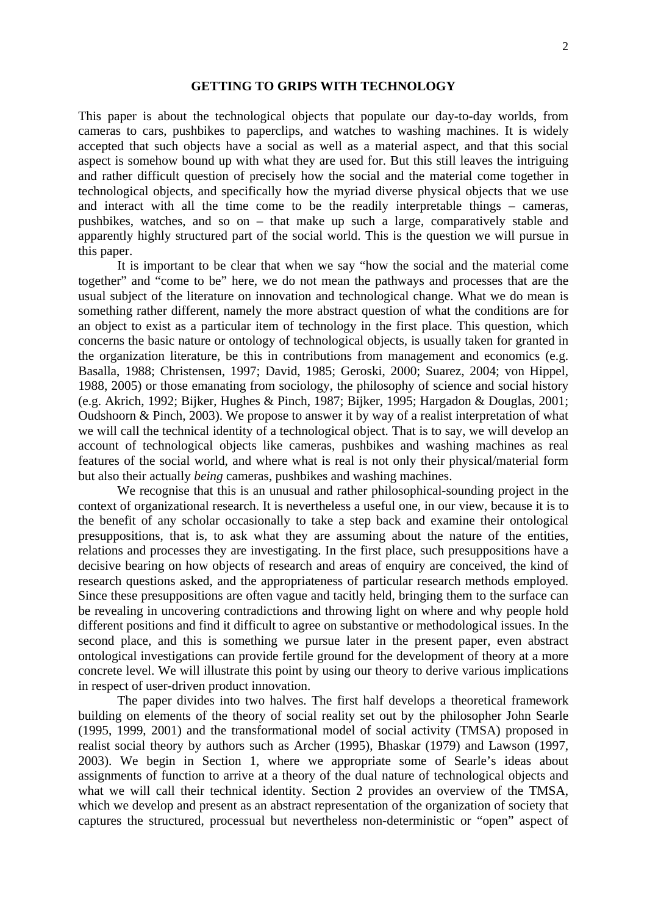## GETTING TO GRIPS WITH TECHNOLOGY

This paper is about the technological objects that populate our day-to-day worlds, from cameras to cars, pushbikes to paperclips, and watches to washing machines. It is widely accepted that such objects have a social as well as a material aspect, and that this social aspect is somehow bound up with what they are used for. But this still leaves the intriguing and rather difficult question of precisely how the social and the material come together in technological objects, and specifically how the myriad diverse physical objects that we use and interact with all the time come to be the readily interpretable things – cameras, pushbikes, watches, and so on – that make up such a large, comparatively stable and apparently highly structured part of the social world. This is the question we will pursue in this paper.

It is important to be clear that when we say "how the social and the material come together" and "come to be" here, we do not mean the pathways and processes that are the usual subject of the literature on innovation and technological change. What we do mean is something rather different, namely the more abstract question of what the conditions are for an object to exist as a particular item of technology in the first place. This question, which concerns the basic nature or ontology of technological objects, is usually taken for granted in the organization literature, be this in contributions from management and economics (e.g. Basalla, 1988; Christensen, 1997; David, 1985; Geroski, 2000; Suarez, 2004; von Hippel, 1988, 2005) or those emanating from sociology, the philosophy of science and social history (e.g. Akrich, 1992; Bijker, Hughes & Pinch, 1987; Bijker, 1995; Hargadon & Douglas, 2001; Oudshoorn & Pinch, 2003). We propose to answer it by way of a realist interpretation of what we will call the technical identity of a technological object. That is to say, we will develop an account of technological objects like cameras, pushbikes and washing machines as real features of the social world, and where what is real is not only their physical/material form but also their actually *being* cameras, pushbikes and washing machines.

We recognise that this is an unusual and rather philosophical-sounding project in the context of organizational research. It is nevertheless a useful one, in our view, because it is to the benefit of any scholar occasionally to take a step back and examine their ontological presuppositions, that is, to ask what they are assuming about the nature of the entities, relations and processes they are investigating. In the first place, such presuppositions have a decisive bearing on how objects of research and areas of enquiry are conceived, the kind of research questions asked, and the appropriateness of particular research methods employed. Since these presuppositions are often vague and tacitly held, bringing them to the surface can be revealing in uncovering contradictions and throwing light on where and why people hold different positions and find it difficult to agree on substantive or methodological issues. In the second place, and this is something we pursue later in the present paper, even abstract ontological investigations can provide fertile ground for the development of theory at a more concrete level. We will illustrate this point by using our theory to derive various implications in respect of user-driven product innovation.

The paper divides into two halves. The first half develops a theoretical framework building on elements of the theory of social reality set out by the philosopher John Searle (1995, 1999, 2001) and the transformational model of social activity (TMSA) proposed in realist social theory by authors such as Archer (1995), Bhaskar (1979) and Lawson (1997, 2003). We begin in Section 1, where we appropriate some of Searle's ideas about assignments of function to arrive at a theory of the dual nature of technological objects and what we will call their technical identity. Section 2 provides an overview of the TMSA, which we develop and present as an abstract representation of the organization of society that captures the structured, processual but nevertheless non-deterministic or "open" aspect of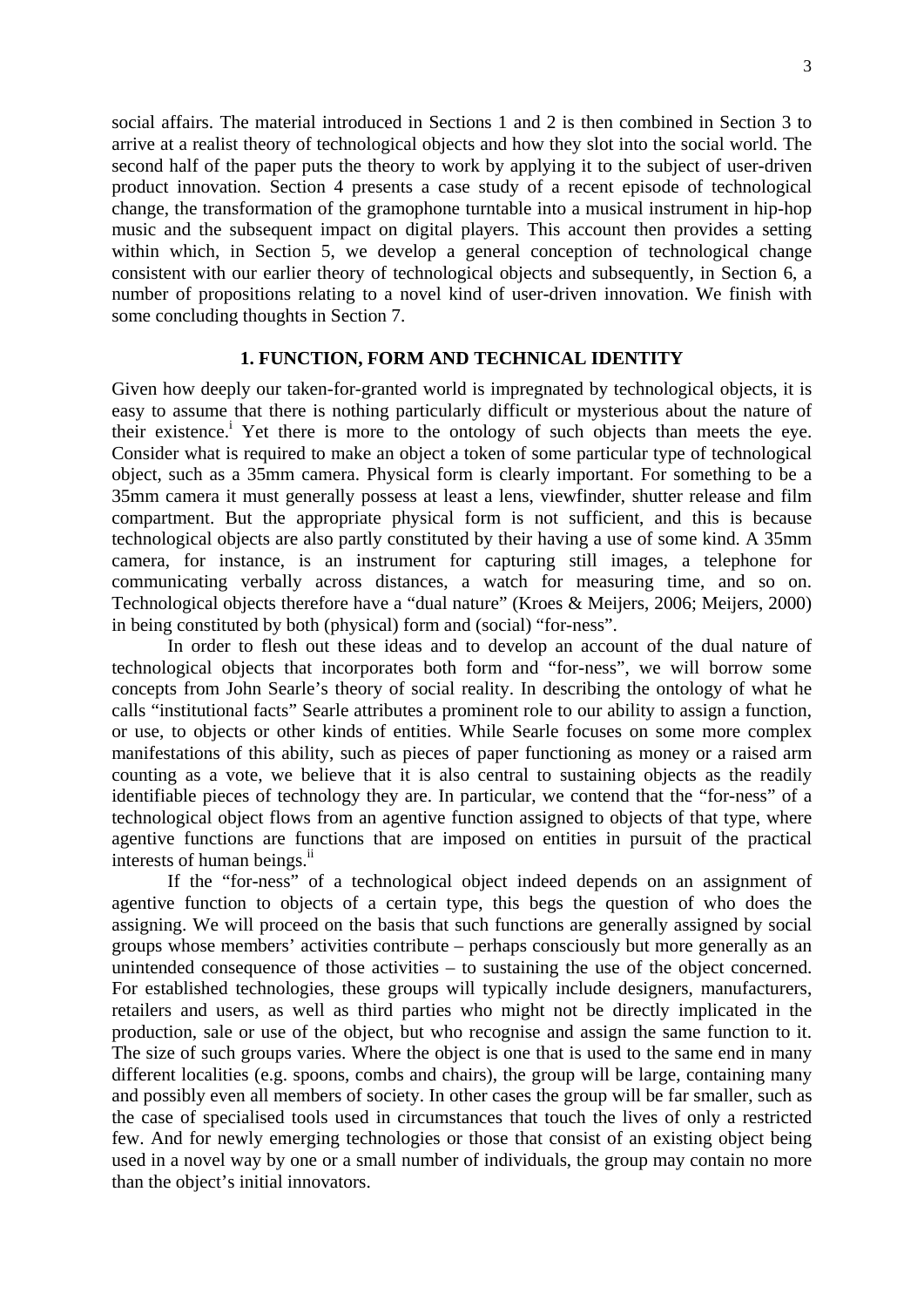social affairs. The material introduced in Sections 1 and 2 is then combined in Section 3 to arrive at a realist theory of technological objects and how they slot into the social world. The second half of the paper puts the theory to work by applying it to the subject of user-driven product innovation. Section 4 presents a case study of a recent episode of technological change, the transformation of the gramophone turntable into a musical instrument in hip-hop music and the subsequent impact on digital players. This account then provides a setting within which, in Section 5, we develop a general conception of technological change consistent with our earlier theory of technological objects and subsequently, in Section 6, a number of propositions relating to a novel kind of user-driven innovation. We finish with some concluding thoughts in Section 7.

## 1. FUNCTION, FORM AND TECHNICAL IDENTITY

Given how deeply our taken-for-granted world is impregnated by technological objects, it is easy to assume that there is nothing particularly difficult or mysterious about the nature of their existence.[i] Yet there is more to the ontology of such objects than meets the eye. Consider what is required to make an object a token of some particular type of technological object, such as a 35mm camera. Physical form is clearly important. For something to be a 35mm camera it must generally possess at least a lens, viewfinder, shutter release and film compartment. But the appropriate physical form is not sufficient, and this is because technological objects are also partly constituted by their having a use of some kind. A 35mm camera, for instance, is an instrument for capturing still images, a telephone for communicating verbally across distances, a watch for measuring time, and so on. Technological objects therefore have a "dual nature" (Kroes & Meijers, 2006; Meijers, 2000) in being constituted by both (physical) form and (social) "for-ness".

In order to flesh out these ideas and to develop an account of the dual nature of technological objects that incorporates both form and "for-ness", we will borrow some concepts from John Searle's theory of social reality. In describing the ontology of what he calls "institutional facts" Searle attributes a prominent role to our ability to assign a function, or use, to objects or other kinds of entities. While Searle focuses on some more complex manifestations of this ability, such as pieces of paper functioning as money or a raised arm counting as a vote, we believe that it is also central to sustaining objects as the readily identifiable pieces of technology they are. In particular, we contend that the "for-ness" of a technological object flows from an agentive function assigned to objects of that type, where agentive functions are functions that are imposed on entities in pursuit of the practical interests of human beings.[ii]

If the "for-ness" of a technological object indeed depends on an assignment of agentive function to objects of a certain type, this begs the question of who does the assigning. We will proceed on the basis that such functions are generally assigned by social groups whose members' activities contribute – perhaps consciously but more generally as an unintended consequence of those activities – to sustaining the use of the object concerned. For established technologies, these groups will typically include designers, manufacturers, retailers and users, as well as third parties who might not be directly implicated in the production, sale or use of the object, but who recognise and assign the same function to it. The size of such groups varies. Where the object is one that is used to the same end in many different localities (e.g. spoons, combs and chairs), the group will be large, containing many and possibly even all members of society. In other cases the group will be far smaller, such as the case of specialised tools used in circumstances that touch the lives of only a restricted few. And for newly emerging technologies or those that consist of an existing object being used in a novel way by one or a small number of individuals, the group may contain no more than the object's initial innovators.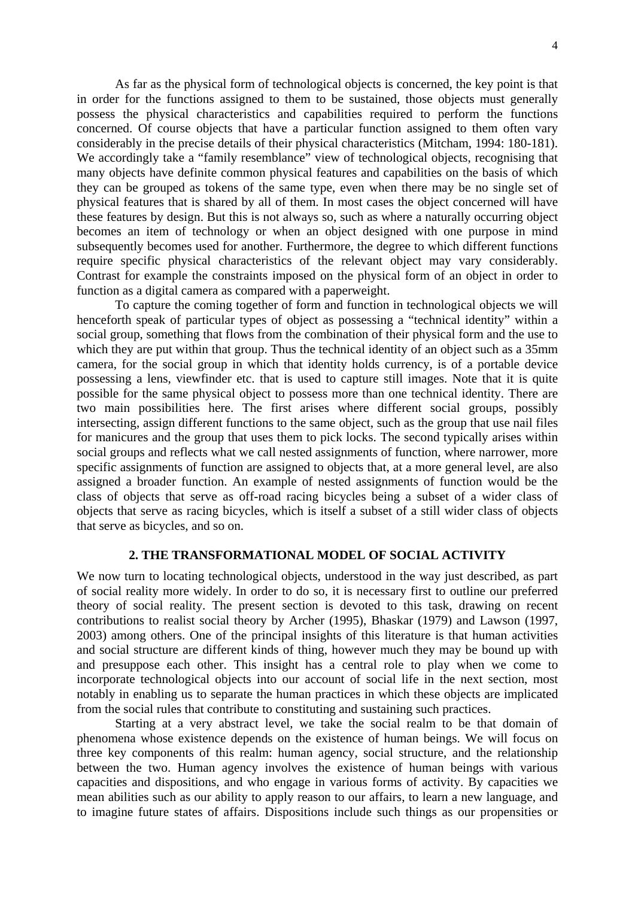As far as the physical form of technological objects is concerned, the key point is that in order for the functions assigned to them to be sustained, those objects must generally possess the physical characteristics and capabilities required to perform the functions concerned. Of course objects that have a particular function assigned to them often vary considerably in the precise details of their physical characteristics (Mitcham, 1994: 180-181). We accordingly take a "family resemblance" view of technological objects, recognising that many objects have definite common physical features and capabilities on the basis of which they can be grouped as tokens of the same type, even when there may be no single set of physical features that is shared by all of them. In most cases the object concerned will have these features by design. But this is not always so, such as where a naturally occurring object becomes an item of technology or when an object designed with one purpose in mind subsequently becomes used for another. Furthermore, the degree to which different functions require specific physical characteristics of the relevant object may vary considerably. Contrast for example the constraints imposed on the physical form of an object in order to function as a digital camera as compared with a paperweight.

To capture the coming together of form and function in technological objects we will henceforth speak of particular types of object as possessing a "technical identity" within a social group, something that flows from the combination of their physical form and the use to which they are put within that group. Thus the technical identity of an object such as a 35mm camera, for the social group in which that identity holds currency, is of a portable device possessing a lens, viewfinder etc. that is used to capture still images. Note that it is quite possible for the same physical object to possess more than one technical identity. There are two main possibilities here. The first arises where different social groups, possibly intersecting, assign different functions to the same object, such as the group that use nail files for manicures and the group that uses them to pick locks. The second typically arises within social groups and reflects what we call nested assignments of function, where narrower, more specific assignments of function are assigned to objects that, at a more general level, are also assigned a broader function. An example of nested assignments of function would be the class of objects that serve as off-road racing bicycles being a subset of a wider class of objects that serve as racing bicycles, which is itself a subset of a still wider class of objects that serve as bicycles, and so on.

## 2. THE TRANSFORMATIONAL MODEL OF SOCIAL ACTIVITY

We now turn to locating technological objects, understood in the way just described, as part of social reality more widely. In order to do so, it is necessary first to outline our preferred theory of social reality. The present section is devoted to this task, drawing on recent contributions to realist social theory by Archer (1995), Bhaskar (1979) and Lawson (1997, 2003) among others. One of the principal insights of this literature is that human activities and social structure are different kinds of thing, however much they may be bound up with and presuppose each other. This insight has a central role to play when we come to incorporate technological objects into our account of social life in the next section, most notably in enabling us to separate the human practices in which these objects are implicated from the social rules that contribute to constituting and sustaining such practices.

Starting at a very abstract level, we take the social realm to be that domain of phenomena whose existence depends on the existence of human beings. We will focus on three key components of this realm: human agency, social structure, and the relationship between the two. Human agency involves the existence of human beings with various capacities and dispositions, and who engage in various forms of activity. By capacities we mean abilities such as our ability to apply reason to our affairs, to learn a new language, and to imagine future states of affairs. Dispositions include such things as our propensities or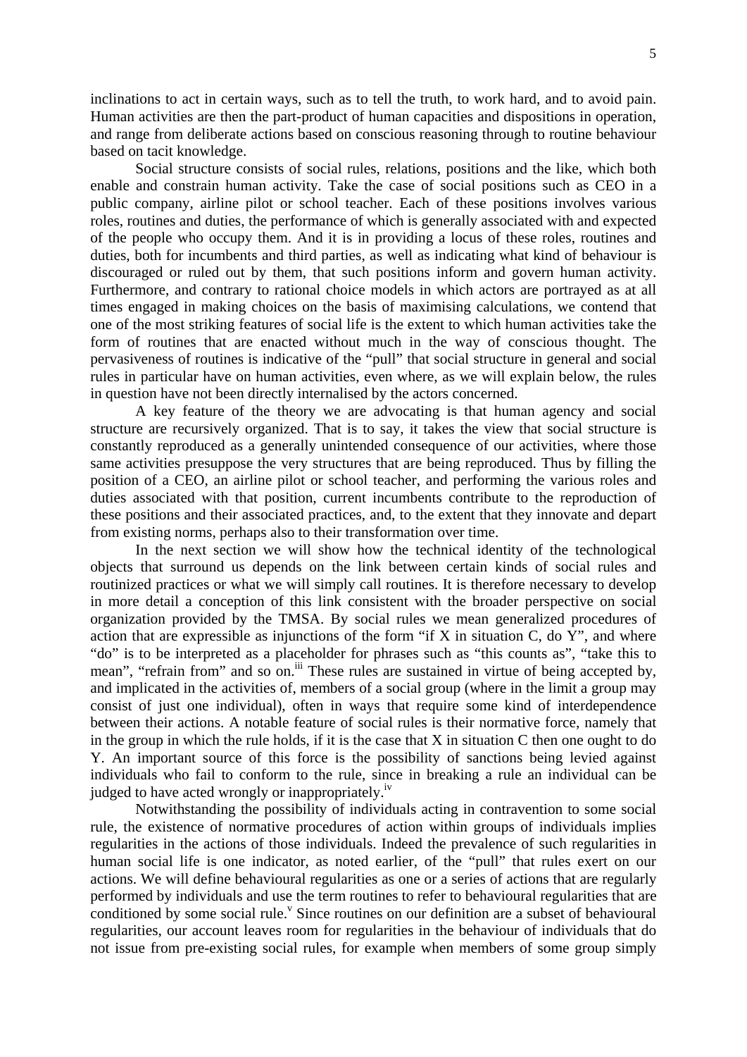inclinations to act in certain ways, such as to tell the truth, to work hard, and to avoid pain. Human activities are then the part-product of human capacities and dispositions in operation, and range from deliberate actions based on conscious reasoning through to routine behaviour based on tacit knowledge.

Social structure consists of social rules, relations, positions and the like, which both enable and constrain human activity. Take the case of social positions such as CEO in a public company, airline pilot or school teacher. Each of these positions involves various roles, routines and duties, the performance of which is generally associated with and expected of the people who occupy them. And it is in providing a locus of these roles, routines and duties, both for incumbents and third parties, as well as indicating what kind of behaviour is discouraged or ruled out by them, that such positions inform and govern human activity. Furthermore, and contrary to rational choice models in which actors are portrayed as at all times engaged in making choices on the basis of maximising calculations, we contend that one of the most striking features of social life is the extent to which human activities take the form of routines that are enacted without much in the way of conscious thought. The pervasiveness of routines is indicative of the "pull" that social structure in general and social rules in particular have on human activities, even where, as we will explain below, the rules in question have not been directly internalised by the actors concerned.

A key feature of the theory we are advocating is that human agency and social structure are recursively organized. That is to say, it takes the view that social structure is constantly reproduced as a generally unintended consequence of our activities, where those same activities presuppose the very structures that are being reproduced. Thus by filling the position of a CEO, an airline pilot or school teacher, and performing the various roles and duties associated with that position, current incumbents contribute to the reproduction of these positions and their associated practices, and, to the extent that they innovate and depart from existing norms, perhaps also to their transformation over time.

In the next section we will show how the technical identity of the technological objects that surround us depends on the link between certain kinds of social rules and routinized practices or what we will simply call routines. It is therefore necessary to develop in more detail a conception of this link consistent with the broader perspective on social organization provided by the TMSA. By social rules we mean generalized procedures of action that are expressible as injunctions of the form "if X in situation C, do Y", and where "do" is to be interpreted as a placeholder for phrases such as "this counts as", "take this to mean", "refrain from" and so on.[iii] These rules are sustained in virtue of being accepted by, and implicated in the activities of, members of a social group (where in the limit a group may consist of just one individual), often in ways that require some kind of interdependence between their actions. A notable feature of social rules is their normative force, namely that in the group in which the rule holds, if it is the case that X in situation C then one ought to do Y. An important source of this force is the possibility of sanctions being levied against individuals who fail to conform to the rule, since in breaking a rule an individual can be judged to have acted wrongly or inappropriately.[iv]

Notwithstanding the possibility of individuals acting in contravention to some social rule, the existence of normative procedures of action within groups of individuals implies regularities in the actions of those individuals. Indeed the prevalence of such regularities in human social life is one indicator, as noted earlier, of the "pull" that rules exert on our actions. We will define behavioural regularities as one or a series of actions that are regularly performed by individuals and use the term routines to refer to behavioural regularities that are conditioned by some social rule.[v] Since routines on our definition are a subset of behavioural regularities, our account leaves room for regularities in the behaviour of individuals that do not issue from pre-existing social rules, for example when members of some group simply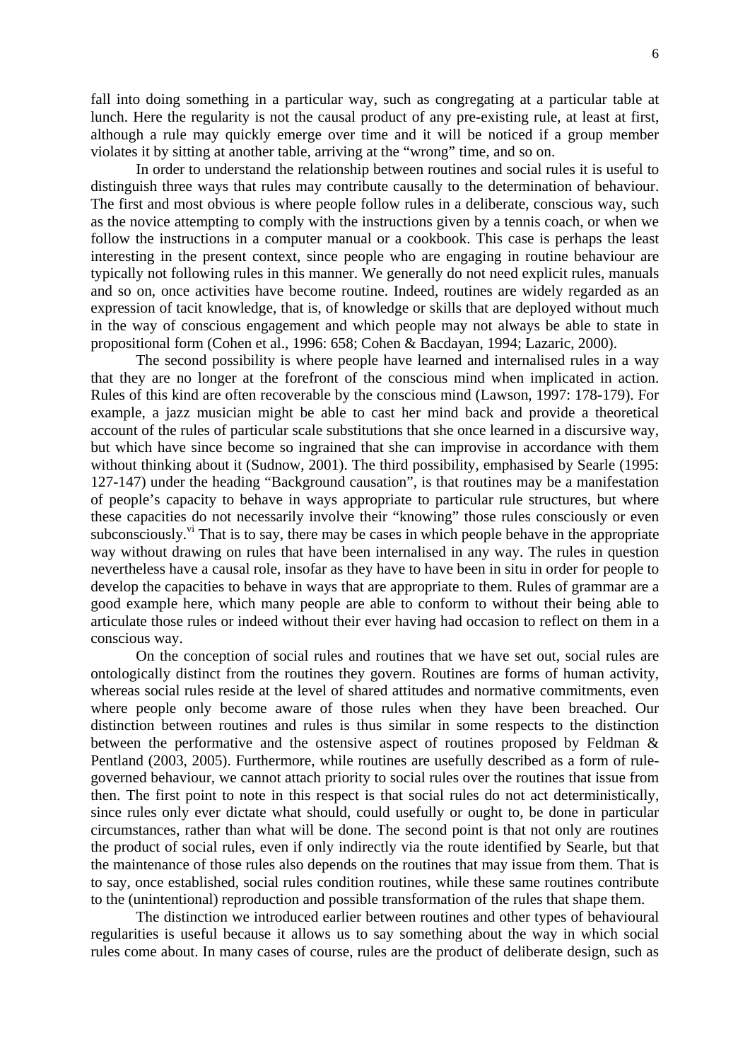fall into doing something in a particular way, such as congregating at a particular table at lunch. Here the regularity is not the causal product of any pre-existing rule, at least at first, although a rule may quickly emerge over time and it will be noticed if a group member violates it by sitting at another table, arriving at the "wrong" time, and so on.

In order to understand the relationship between routines and social rules it is useful to distinguish three ways that rules may contribute causally to the determination of behaviour. The first and most obvious is where people follow rules in a deliberate, conscious way, such as the novice attempting to comply with the instructions given by a tennis coach, or when we follow the instructions in a computer manual or a cookbook. This case is perhaps the least interesting in the present context, since people who are engaging in routine behaviour are typically not following rules in this manner. We generally do not need explicit rules, manuals and so on, once activities have become routine. Indeed, routines are widely regarded as an expression of tacit knowledge, that is, of knowledge or skills that are deployed without much in the way of conscious engagement and which people may not always be able to state in propositional form (Cohen et al., 1996: 658; Cohen & Bacdayan, 1994; Lazaric, 2000).

The second possibility is where people have learned and internalised rules in a way that they are no longer at the forefront of the conscious mind when implicated in action. Rules of this kind are often recoverable by the conscious mind (Lawson, 1997: 178-179). For example, a jazz musician might be able to cast her mind back and provide a theoretical account of the rules of particular scale substitutions that she once learned in a discursive way, but which have since become so ingrained that she can improvise in accordance with them without thinking about it (Sudnow, 2001). The third possibility, emphasised by Searle (1995: 127-147) under the heading "Background causation", is that routines may be a manifestation of people's capacity to behave in ways appropriate to particular rule structures, but where these capacities do not necessarily involve their "knowing" those rules consciously or even subconsciously.[vi] That is to say, there may be cases in which people behave in the appropriate way without drawing on rules that have been internalised in any way. The rules in question nevertheless have a causal role, insofar as they have to have been in situ in order for people to develop the capacities to behave in ways that are appropriate to them. Rules of grammar are a good example here, which many people are able to conform to without their being able to articulate those rules or indeed without their ever having had occasion to reflect on them in a conscious way.

On the conception of social rules and routines that we have set out, social rules are ontologically distinct from the routines they govern. Routines are forms of human activity, whereas social rules reside at the level of shared attitudes and normative commitments, even where people only become aware of those rules when they have been breached. Our distinction between routines and rules is thus similar in some respects to the distinction between the performative and the ostensive aspect of routines proposed by Feldman & Pentland (2003, 2005). Furthermore, while routines are usefully described as a form of rule-governed behaviour, we cannot attach priority to social rules over the routines that issue from then. The first point to note in this respect is that social rules do not act deterministically, since rules only ever dictate what should, could usefully or ought to, be done in particular circumstances, rather than what will be done. The second point is that not only are routines the product of social rules, even if only indirectly via the route identified by Searle, but that the maintenance of those rules also depends on the routines that may issue from them. That is to say, once established, social rules condition routines, while these same routines contribute to the (unintentional) reproduction and possible transformation of the rules that shape them.

The distinction we introduced earlier between routines and other types of behavioural regularities is useful because it allows us to say something about the way in which social rules come about. In many cases of course, rules are the product of deliberate design, such as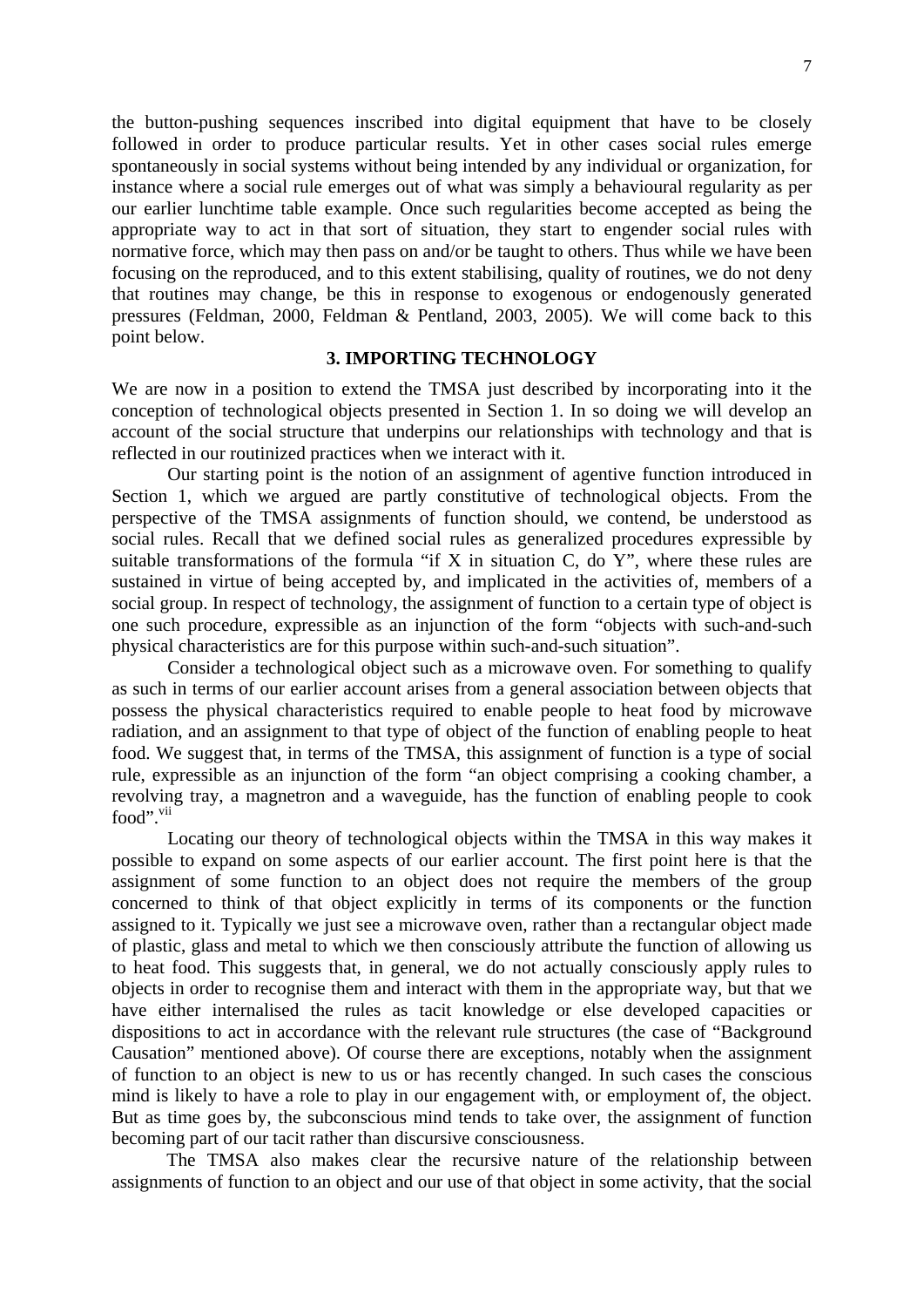the button-pushing sequences inscribed into digital equipment that have to be closely followed in order to produce particular results. Yet in other cases social rules emerge spontaneously in social systems without being intended by any individual or organization, for instance where a social rule emerges out of what was simply a behavioural regularity as per our earlier lunchtime table example. Once such regularities become accepted as being the appropriate way to act in that sort of situation, they start to engender social rules with normative force, which may then pass on and/or be taught to others. Thus while we have been focusing on the reproduced, and to this extent stabilising, quality of routines, we do not deny that routines may change, be this in response to exogenous or endogenously generated pressures (Feldman, 2000, Feldman & Pentland, 2003, 2005). We will come back to this point below.

## 3. IMPORTING TECHNOLOGY

We are now in a position to extend the TMSA just described by incorporating into it the conception of technological objects presented in Section 1. In so doing we will develop an account of the social structure that underpins our relationships with technology and that is reflected in our routinized practices when we interact with it.

Our starting point is the notion of an assignment of agentive function introduced in Section 1, which we argued are partly constitutive of technological objects. From the perspective of the TMSA assignments of function should, we contend, be understood as social rules. Recall that we defined social rules as generalized procedures expressible by suitable transformations of the formula "if X in situation C, do Y", where these rules are sustained in virtue of being accepted by, and implicated in the activities of, members of a social group. In respect of technology, the assignment of function to a certain type of object is one such procedure, expressible as an injunction of the form "objects with such-and-such physical characteristics are for this purpose within such-and-such situation".

Consider a technological object such as a microwave oven. For something to qualify as such in terms of our earlier account arises from a general association between objects that possess the physical characteristics required to enable people to heat food by microwave radiation, and an assignment to that type of object of the function of enabling people to heat food. We suggest that, in terms of the TMSA, this assignment of function is a type of social rule, expressible as an injunction of the form "an object comprising a cooking chamber, a revolving tray, a magnetron and a waveguide, has the function of enabling people to cook food".[vii]

Locating our theory of technological objects within the TMSA in this way makes it possible to expand on some aspects of our earlier account. The first point here is that the assignment of some function to an object does not require the members of the group concerned to think of that object explicitly in terms of its components or the function assigned to it. Typically we just see a microwave oven, rather than a rectangular object made of plastic, glass and metal to which we then consciously attribute the function of allowing us to heat food. This suggests that, in general, we do not actually consciously apply rules to objects in order to recognise them and interact with them in the appropriate way, but that we have either internalised the rules as tacit knowledge or else developed capacities or dispositions to act in accordance with the relevant rule structures (the case of "Background Causation" mentioned above). Of course there are exceptions, notably when the assignment of function to an object is new to us or has recently changed. In such cases the conscious mind is likely to have a role to play in our engagement with, or employment of, the object. But as time goes by, the subconscious mind tends to take over, the assignment of function becoming part of our tacit rather than discursive consciousness.

The TMSA also makes clear the recursive nature of the relationship between assignments of function to an object and our use of that object in some activity, that the social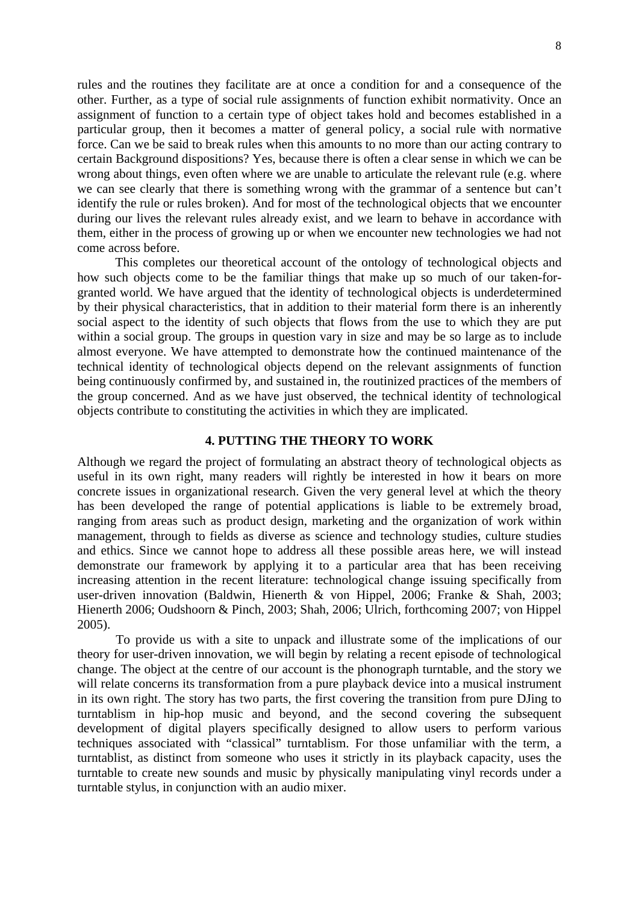rules and the routines they facilitate are at once a condition for and a consequence of the other. Further, as a type of social rule assignments of function exhibit normativity. Once an assignment of function to a certain type of object takes hold and becomes established in a particular group, then it becomes a matter of general policy, a social rule with normative force. Can we be said to break rules when this amounts to no more than our acting contrary to certain Background dispositions? Yes, because there is often a clear sense in which we can be wrong about things, even often where we are unable to articulate the relevant rule (e.g. where we can see clearly that there is something wrong with the grammar of a sentence but can't identify the rule or rules broken). And for most of the technological objects that we encounter during our lives the relevant rules already exist, and we learn to behave in accordance with them, either in the process of growing up or when we encounter new technologies we had not come across before.

This completes our theoretical account of the ontology of technological objects and how such objects come to be the familiar things that make up so much of our taken-for-granted world. We have argued that the identity of technological objects is underdetermined by their physical characteristics, that in addition to their material form there is an inherently social aspect to the identity of such objects that flows from the use to which they are put within a social group. The groups in question vary in size and may be so large as to include almost everyone. We have attempted to demonstrate how the continued maintenance of the technical identity of technological objects depend on the relevant assignments of function being continuously confirmed by, and sustained in, the routinized practices of the members of the group concerned. And as we have just observed, the technical identity of technological objects contribute to constituting the activities in which they are implicated.

## 4. PUTTING THE THEORY TO WORK

Although we regard the project of formulating an abstract theory of technological objects as useful in its own right, many readers will rightly be interested in how it bears on more concrete issues in organizational research. Given the very general level at which the theory has been developed the range of potential applications is liable to be extremely broad, ranging from areas such as product design, marketing and the organization of work within management, through to fields as diverse as science and technology studies, culture studies and ethics. Since we cannot hope to address all these possible areas here, we will instead demonstrate our framework by applying it to a particular area that has been receiving increasing attention in the recent literature: technological change issuing specifically from user-driven innovation (Baldwin, Hienerth & von Hippel, 2006; Franke & Shah, 2003; Hienerth 2006; Oudshoorn & Pinch, 2003; Shah, 2006; Ulrich, forthcoming 2007; von Hippel 2005).

To provide us with a site to unpack and illustrate some of the implications of our theory for user-driven innovation, we will begin by relating a recent episode of technological change. The object at the centre of our account is the phonograph turntable, and the story we will relate concerns its transformation from a pure playback device into a musical instrument in its own right. The story has two parts, the first covering the transition from pure DJing to turntablism in hip-hop music and beyond, and the second covering the subsequent development of digital players specifically designed to allow users to perform various techniques associated with "classical" turntablism. For those unfamiliar with the term, a turntablist, as distinct from someone who uses it strictly in its playback capacity, uses the turntable to create new sounds and music by physically manipulating vinyl records under a turntable stylus, in conjunction with an audio mixer.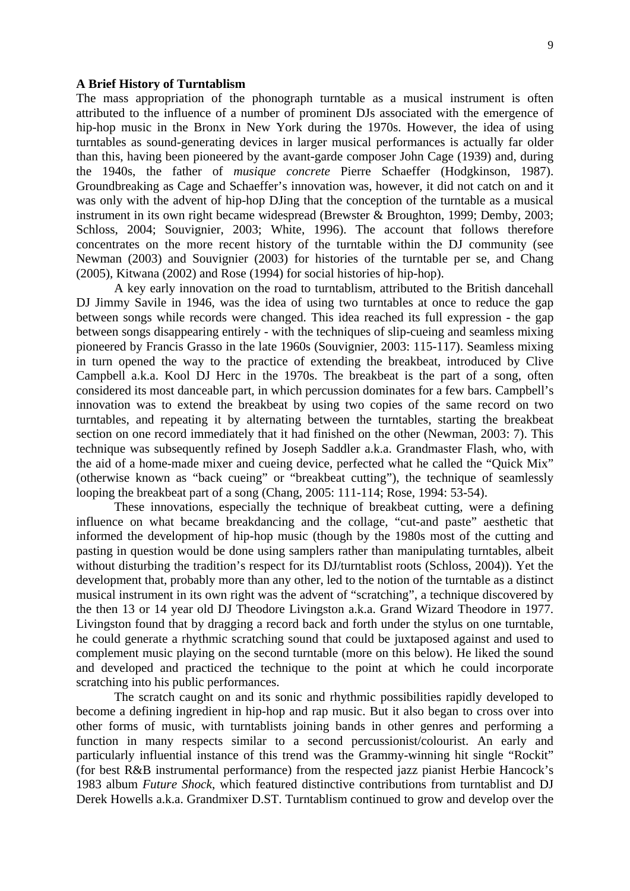**A Brief History of Turntablism**

The mass appropriation of the phonograph turntable as a musical instrument is often attributed to the influence of a number of prominent DJs associated with the emergence of hip-hop music in the Bronx in New York during the 1970s. However, the idea of using turntables as sound-generating devices in larger musical performances is actually far older than this, having been pioneered by the avant-garde composer John Cage (1939) and, during the 1940s, the father of *musique concrete* Pierre Schaeffer (Hodgkinson, 1987). Groundbreaking as Cage and Schaeffer's innovation was, however, it did not catch on and it was only with the advent of hip-hop DJing that the conception of the turntable as a musical instrument in its own right became widespread (Brewster & Broughton, 1999; Demby, 2003; Schloss, 2004; Souvignier, 2003; White, 1996). The account that follows therefore concentrates on the more recent history of the turntable within the DJ community (see Newman (2003) and Souvignier (2003) for histories of the turntable per se, and Chang (2005), Kitwana (2002) and Rose (1994) for social histories of hip-hop).

A key early innovation on the road to turntablism, attributed to the British dancehall DJ Jimmy Savile in 1946, was the idea of using two turntables at once to reduce the gap between songs while records were changed. This idea reached its full expression - the gap between songs disappearing entirely - with the techniques of slip-cueing and seamless mixing pioneered by Francis Grasso in the late 1960s (Souvignier, 2003: 115-117). Seamless mixing in turn opened the way to the practice of extending the breakbeat, introduced by Clive Campbell a.k.a. Kool DJ Herc in the 1970s. The breakbeat is the part of a song, often considered its most danceable part, in which percussion dominates for a few bars. Campbell's innovation was to extend the breakbeat by using two copies of the same record on two turntables, and repeating it by alternating between the turntables, starting the breakbeat section on one record immediately that it had finished on the other (Newman, 2003: 7). This technique was subsequently refined by Joseph Saddler a.k.a. Grandmaster Flash, who, with the aid of a home-made mixer and cueing device, perfected what he called the "Quick Mix" (otherwise known as "back cueing" or "breakbeat cutting"), the technique of seamlessly looping the breakbeat part of a song (Chang, 2005: 111-114; Rose, 1994: 53-54).

These innovations, especially the technique of breakbeat cutting, were a defining influence on what became breakdancing and the collage, "cut-and paste" aesthetic that informed the development of hip-hop music (though by the 1980s most of the cutting and pasting in question would be done using samplers rather than manipulating turntables, albeit without disturbing the tradition's respect for its DJ/turntablist roots (Schloss, 2004)). Yet the development that, probably more than any other, led to the notion of the turntable as a distinct musical instrument in its own right was the advent of "scratching", a technique discovered by the then 13 or 14 year old DJ Theodore Livingston a.k.a. Grand Wizard Theodore in 1977. Livingston found that by dragging a record back and forth under the stylus on one turntable, he could generate a rhythmic scratching sound that could be juxtaposed against and used to complement music playing on the second turntable (more on this below). He liked the sound and developed and practiced the technique to the point at which he could incorporate scratching into his public performances.

The scratch caught on and its sonic and rhythmic possibilities rapidly developed to become a defining ingredient in hip-hop and rap music. But it also began to cross over into other forms of music, with turntablists joining bands in other genres and performing a function in many respects similar to a second percussionist/colourist. An early and particularly influential instance of this trend was the Grammy-winning hit single "Rockit" (for best R&B instrumental performance) from the respected jazz pianist Herbie Hancock's 1983 album *Future Shock*, which featured distinctive contributions from turntablist and DJ Derek Howells a.k.a. Grandmixer D.ST. Turntablism continued to grow and develop over the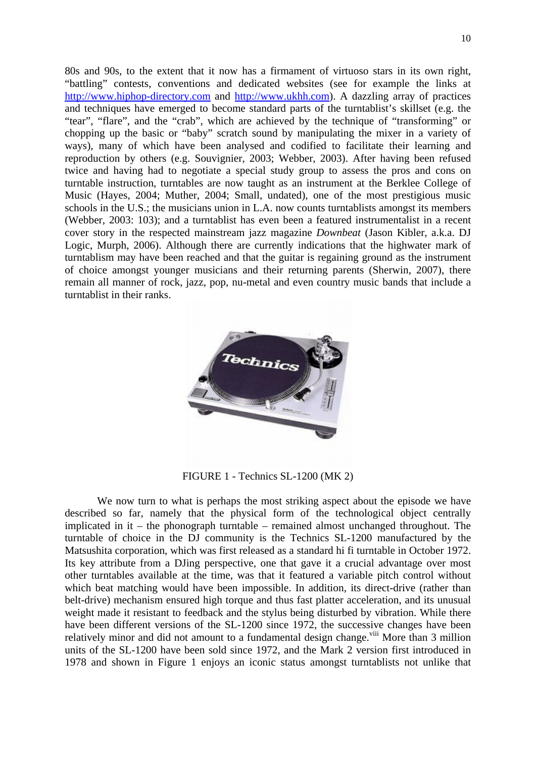80s and 90s, to the extent that it now has a firmament of virtuoso stars in its own right, "battling" contests, conventions and dedicated websites (see for example the links at http://www.hiphop-directory.com and http://www.ukhh.com). A dazzling array of practices and techniques have emerged to become standard parts of the turntablist's skillset (e.g. the "tear", "flare", and the "crab", which are achieved by the technique of "transforming" or chopping up the basic or "baby" scratch sound by manipulating the mixer in a variety of ways), many of which have been analysed and codified to facilitate their learning and reproduction by others (e.g. Souvignier, 2003; Webber, 2003). After having been refused twice and having had to negotiate a special study group to assess the pros and cons on turntable instruction, turntables are now taught as an instrument at the Berklee College of Music (Hayes, 2004; Muther, 2004; Small, undated), one of the most prestigious music schools in the U.S.; the musicians union in L.A. now counts turntablists amongst its members (Webber, 2003: 103); and a turntablist has even been a featured instrumentalist in a recent cover story in the respected mainstream jazz magazine *Downbeat* (Jason Kibler, a.k.a. DJ Logic, Murph, 2006). Although there are currently indications that the highwater mark of turntablism may have been reached and that the guitar is regaining ground as the instrument of choice amongst younger musicians and their returning parents (Sherwin, 2007), there remain all manner of rock, jazz, pop, nu-metal and even country music bands that include a turntablist in their ranks.

FIGURE 1 - Technics SL-1200 (MK 2)

We now turn to what is perhaps the most striking aspect about the episode we have described so far, namely that the physical form of the technological object centrally implicated in it – the phonograph turntable – remained almost unchanged throughout. The turntable of choice in the DJ community is the Technics SL-1200 manufactured by the Matsushita corporation, which was first released as a standard hi fi turntable in October 1972. Its key attribute from a DJing perspective, one that gave it a crucial advantage over most other turntables available at the time, was that it featured a variable pitch control without which beat matching would have been impossible. In addition, its direct-drive (rather than belt-drive) mechanism ensured high torque and thus fast platter acceleration, and its unusual weight made it resistant to feedback and the stylus being disturbed by vibration. While there have been different versions of the SL-1200 since 1972, the successive changes have been relatively minor and did not amount to a fundamental design change.[viii] More than 3 million units of the SL-1200 have been sold since 1972, and the Mark 2 version first introduced in 1978 and shown in Figure 1 enjoys an iconic status amongst turntablists not unlike that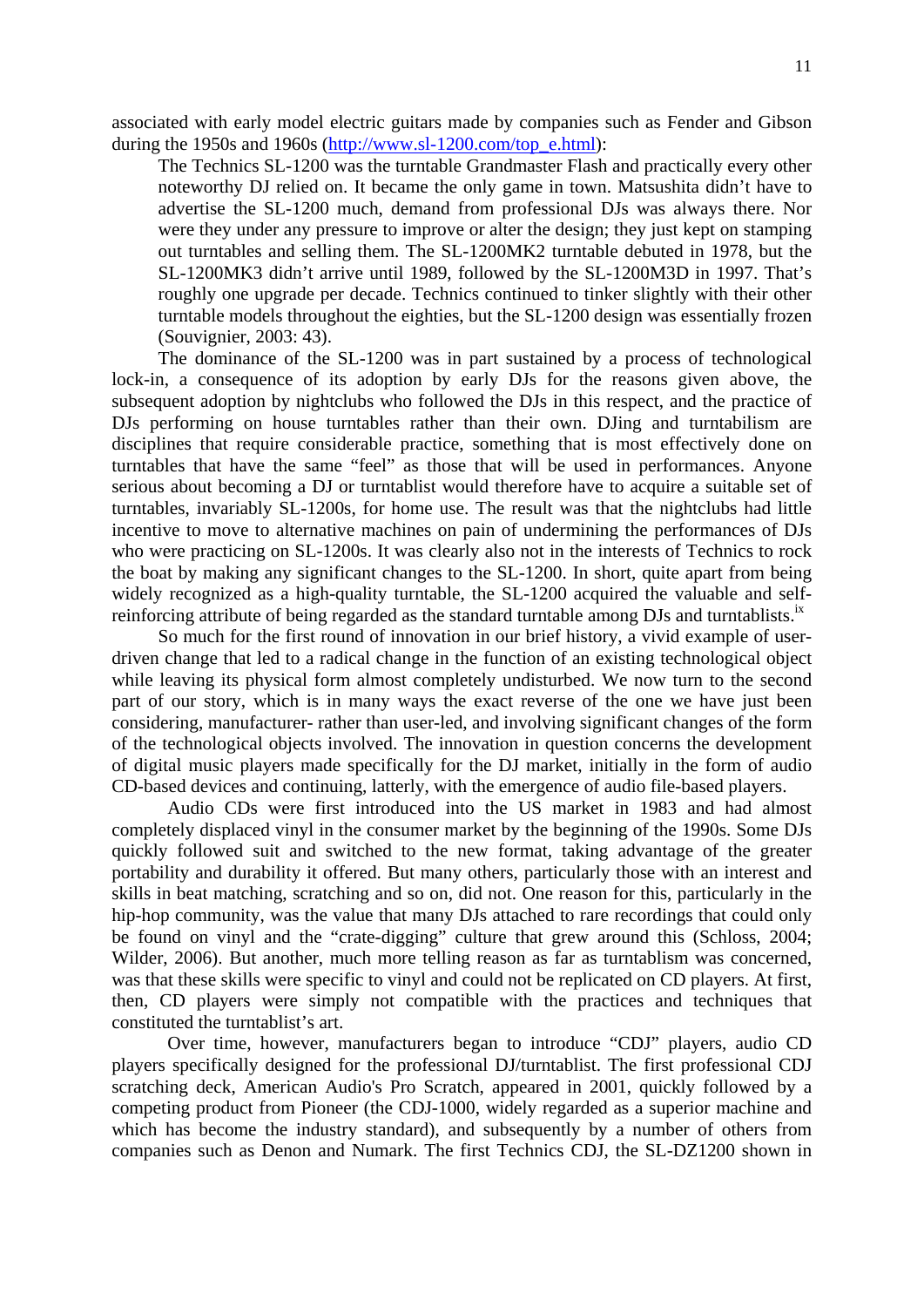associated with early model electric guitars made by companies such as Fender and Gibson during the 1950s and 1960s (http://www.sl-1200.com/top_e.html):

> The Technics SL-1200 was the turntable Grandmaster Flash and practically every other noteworthy DJ relied on. It became the only game in town. Matsushita didn't have to advertise the SL-1200 much, demand from professional DJs was always there. Nor were they under any pressure to improve or alter the design; they just kept on stamping out turntables and selling them. The SL-1200MK2 turntable debuted in 1978, but the SL-1200MK3 didn't arrive until 1989, followed by the SL-1200M3D in 1997. That's roughly one upgrade per decade. Technics continued to tinker slightly with their other turntable models throughout the eighties, but the SL-1200 design was essentially frozen (Souvignier, 2003: 43).

The dominance of the SL-1200 was in part sustained by a process of technological lock-in, a consequence of its adoption by early DJs for the reasons given above, the subsequent adoption by nightclubs who followed the DJs in this respect, and the practice of DJs performing on house turntables rather than their own. DJing and turntabilism are disciplines that require considerable practice, something that is most effectively done on turntables that have the same "feel" as those that will be used in performances. Anyone serious about becoming a DJ or turntablist would therefore have to acquire a suitable set of turntables, invariably SL-1200s, for home use. The result was that the nightclubs had little incentive to move to alternative machines on pain of undermining the performances of DJs who were practicing on SL-1200s. It was clearly also not in the interests of Technics to rock the boat by making any significant changes to the SL-1200. In short, quite apart from being widely recognized as a high-quality turntable, the SL-1200 acquired the valuable and self-reinforcing attribute of being regarded as the standard turntable among DJs and turntablists.[ix]

So much for the first round of innovation in our brief history, a vivid example of user-driven change that led to a radical change in the function of an existing technological object while leaving its physical form almost completely undisturbed. We now turn to the second part of our story, which is in many ways the exact reverse of the one we have just been considering, manufacturer- rather than user-led, and involving significant changes of the form of the technological objects involved. The innovation in question concerns the development of digital music players made specifically for the DJ market, initially in the form of audio CD-based devices and continuing, latterly, with the emergence of audio file-based players.

Audio CDs were first introduced into the US market in 1983 and had almost completely displaced vinyl in the consumer market by the beginning of the 1990s. Some DJs quickly followed suit and switched to the new format, taking advantage of the greater portability and durability it offered. But many others, particularly those with an interest and skills in beat matching, scratching and so on, did not. One reason for this, particularly in the hip-hop community, was the value that many DJs attached to rare recordings that could only be found on vinyl and the "crate-digging" culture that grew around this (Schloss, 2004; Wilder, 2006). But another, much more telling reason as far as turntablism was concerned, was that these skills were specific to vinyl and could not be replicated on CD players. At first, then, CD players were simply not compatible with the practices and techniques that constituted the turntablist's art.

Over time, however, manufacturers began to introduce "CDJ" players, audio CD players specifically designed for the professional DJ/turntablist. The first professional CDJ scratching deck, American Audio's Pro Scratch, appeared in 2001, quickly followed by a competing product from Pioneer (the CDJ-1000, widely regarded as a superior machine and which has become the industry standard), and subsequently by a number of others from companies such as Denon and Numark. The first Technics CDJ, the SL-DZ1200 shown in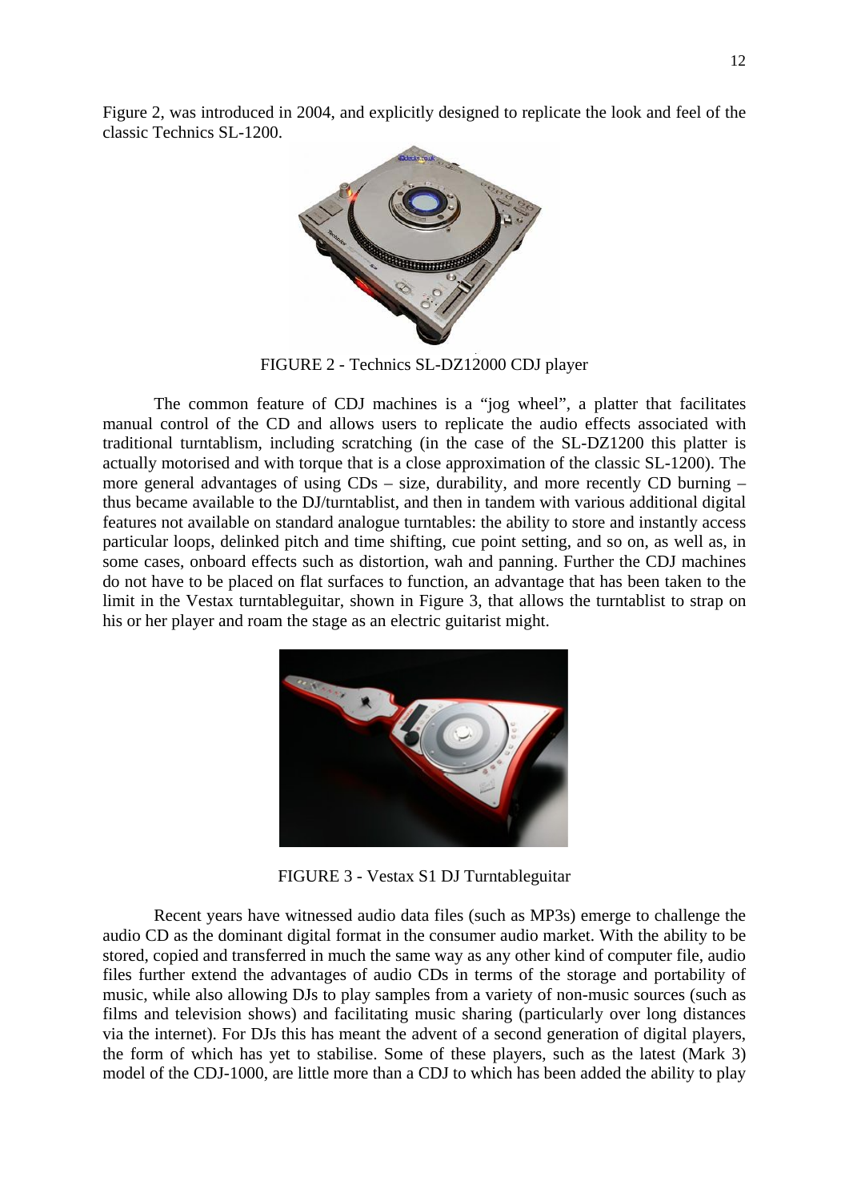Figure 2, was introduced in 2004, and explicitly designed to replicate the look and feel of the classic Technics SL-1200.

FIGURE 2 - Technics SL-DZ12000 CDJ player

The common feature of CDJ machines is a “jog wheel”, a platter that facilitates manual control of the CD and allows users to replicate the audio effects associated with traditional turntablism, including scratching (in the case of the SL-DZ1200 this platter is actually motorised and with torque that is a close approximation of the classic SL-1200). The more general advantages of using CDs – size, durability, and more recently CD burning – thus became available to the DJ/turntablist, and then in tandem with various additional digital features not available on standard analogue turntables: the ability to store and instantly access particular loops, delinked pitch and time shifting, cue point setting, and so on, as well as, in some cases, onboard effects such as distortion, wah and panning. Further the CDJ machines do not have to be placed on flat surfaces to function, an advantage that has been taken to the limit in the Vestax turntableguitar, shown in Figure 3, that allows the turntablist to strap on his or her player and roam the stage as an electric guitarist might.

FIGURE 3 - Vestax S1 DJ Turntableguitar

Recent years have witnessed audio data files (such as MP3s) emerge to challenge the audio CD as the dominant digital format in the consumer audio market. With the ability to be stored, copied and transferred in much the same way as any other kind of computer file, audio files further extend the advantages of audio CDs in terms of the storage and portability of music, while also allowing DJs to play samples from a variety of non-music sources (such as films and television shows) and facilitating music sharing (particularly over long distances via the internet). For DJs this has meant the advent of a second generation of digital players, the form of which has yet to stabilise. Some of these players, such as the latest (Mark 3) model of the CDJ-1000, are little more than a CDJ to which has been added the ability to play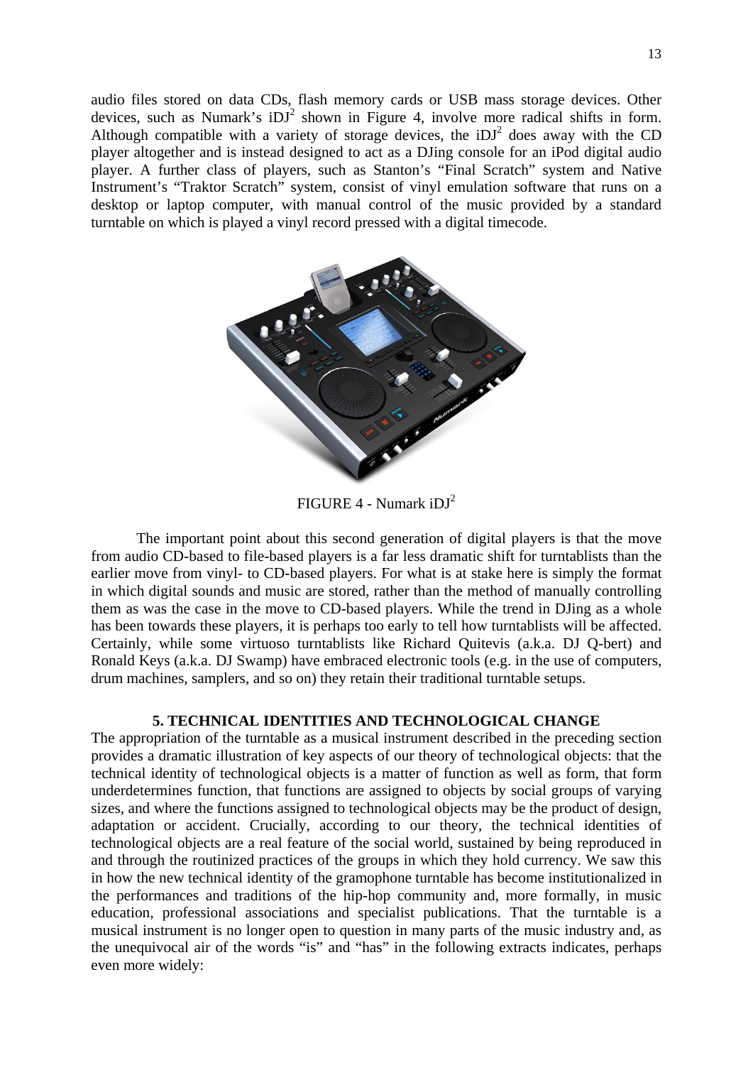audio files stored on data CDs, flash memory cards or USB mass storage devices. Other devices, such as Numark's iDJ$^2$ shown in Figure 4, involve more radical shifts in form. Although compatible with a variety of storage devices, the iDJ$^2$ does away with the CD player altogether and is instead designed to act as a DJing console for an iPod digital audio player. A further class of players, such as Stanton's "Final Scratch" system and Native Instrument's "Traktor Scratch" system, consist of vinyl emulation software that runs on a desktop or laptop computer, with manual control of the music provided by a standard turntable on which is played a vinyl record pressed with a digital timecode.

FIGURE 4 - Numark iDJ$^2$

The important point about this second generation of digital players is that the move from audio CD-based to file-based players is a far less dramatic shift for turntablists than the earlier move from vinyl- to CD-based players. For what is at stake here is simply the format in which digital sounds and music are stored, rather than the method of manually controlling them as was the case in the move to CD-based players. While the trend in DJing as a whole has been towards these players, it is perhaps too early to tell how turntablists will be affected. Certainly, while some virtuoso turntablists like Richard Quitevis (a.k.a. DJ Q-bert) and Ronald Keys (a.k.a. DJ Swamp) have embraced electronic tools (e.g. in the use of computers, drum machines, samplers, and so on) they retain their traditional turntable setups.

## 5. TECHNICAL IDENTITIES AND TECHNOLOGICAL CHANGE

The appropriation of the turntable as a musical instrument described in the preceding section provides a dramatic illustration of key aspects of our theory of technological objects: that the technical identity of technological objects is a matter of function as well as form, that form underdetermines function, that functions are assigned to objects by social groups of varying sizes, and where the functions assigned to technological objects may be the product of design, adaptation or accident. Crucially, according to our theory, the technical identities of technological objects are a real feature of the social world, sustained by being reproduced in and through the routinized practices of the groups in which they hold currency. We saw this in how the new technical identity of the gramophone turntable has become institutionalized in the performances and traditions of the hip-hop community and, more formally, in music education, professional associations and specialist publications. That the turntable is a musical instrument is no longer open to question in many parts of the music industry and, as the unequivocal air of the words "is" and "has" in the following extracts indicates, perhaps even more widely: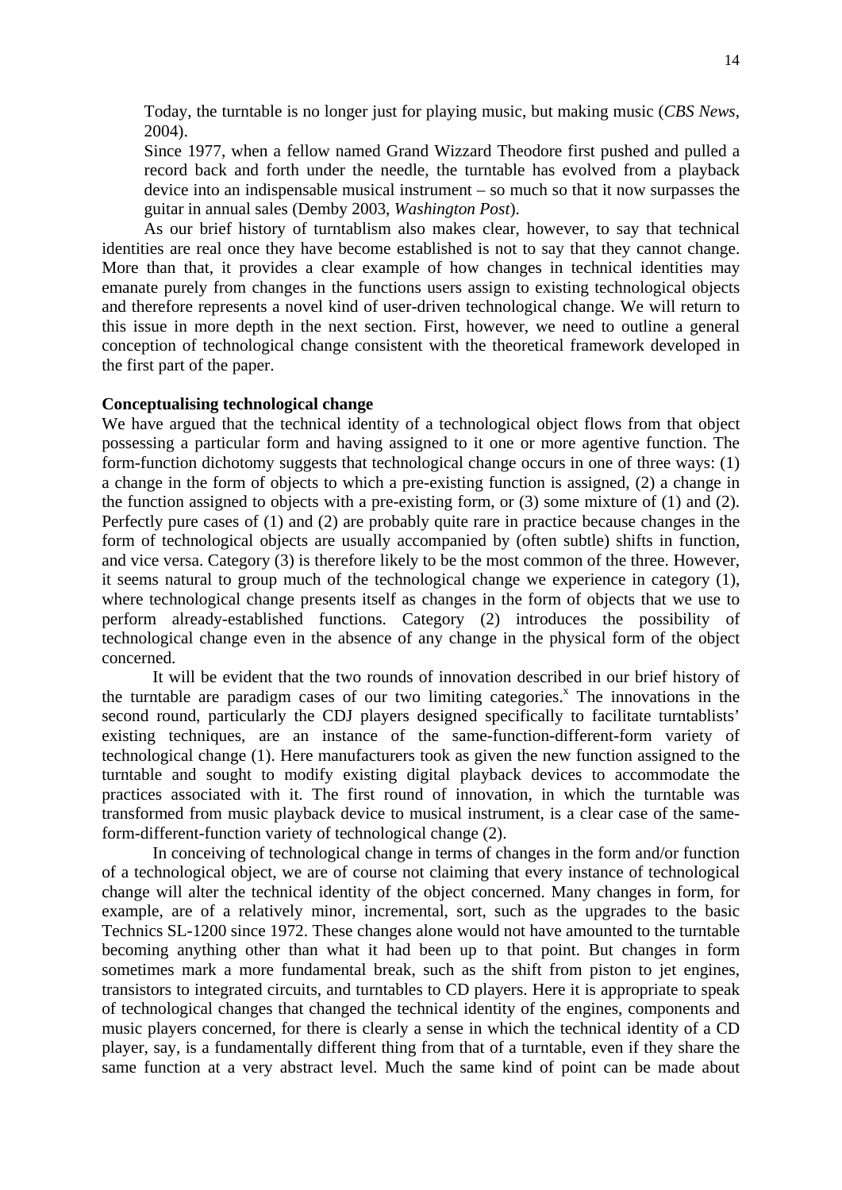> Today, the turntable is no longer just for playing music, but making music (*CBS News*, 2004).
>
> Since 1977, when a fellow named Grand Wizzard Theodore first pushed and pulled a record back and forth under the needle, the turntable has evolved from a playback device into an indispensable musical instrument – so much so that it now surpasses the guitar in annual sales (Demby 2003, *Washington Post*).

As our brief history of turntablism also makes clear, however, to say that technical identities are real once they have become established is not to say that they cannot change. More than that, it provides a clear example of how changes in technical identities may emanate purely from changes in the functions users assign to existing technological objects and therefore represents a novel kind of user-driven technological change. We will return to this issue in more depth in the next section. First, however, we need to outline a general conception of technological change consistent with the theoretical framework developed in the first part of the paper.

**Conceptualising technological change**

We have argued that the technical identity of a technological object flows from that object possessing a particular form and having assigned to it one or more agentive function. The form-function dichotomy suggests that technological change occurs in one of three ways: (1) a change in the form of objects to which a pre-existing function is assigned, (2) a change in the function assigned to objects with a pre-existing form, or (3) some mixture of (1) and (2). Perfectly pure cases of (1) and (2) are probably quite rare in practice because changes in the form of technological objects are usually accompanied by (often subtle) shifts in function, and vice versa. Category (3) is therefore likely to be the most common of the three. However, it seems natural to group much of the technological change we experience in category (1), where technological change presents itself as changes in the form of objects that we use to perform already-established functions. Category (2) introduces the possibility of technological change even in the absence of any change in the physical form of the object concerned.

It will be evident that the two rounds of innovation described in our brief history of the turntable are paradigm cases of our two limiting categories.[x] The innovations in the second round, particularly the CDJ players designed specifically to facilitate turntablists' existing techniques, are an instance of the same-function-different-form variety of technological change (1). Here manufacturers took as given the new function assigned to the turntable and sought to modify existing digital playback devices to accommodate the practices associated with it. The first round of innovation, in which the turntable was transformed from music playback device to musical instrument, is a clear case of the same-form-different-function variety of technological change (2).

In conceiving of technological change in terms of changes in the form and/or function of a technological object, we are of course not claiming that every instance of technological change will alter the technical identity of the object concerned. Many changes in form, for example, are of a relatively minor, incremental, sort, such as the upgrades to the basic Technics SL-1200 since 1972. These changes alone would not have amounted to the turntable becoming anything other than what it had been up to that point. But changes in form sometimes mark a more fundamental break, such as the shift from piston to jet engines, transistors to integrated circuits, and turntables to CD players. Here it is appropriate to speak of technological changes that changed the technical identity of the engines, components and music players concerned, for there is clearly a sense in which the technical identity of a CD player, say, is a fundamentally different thing from that of a turntable, even if they share the same function at a very abstract level. Much the same kind of point can be made about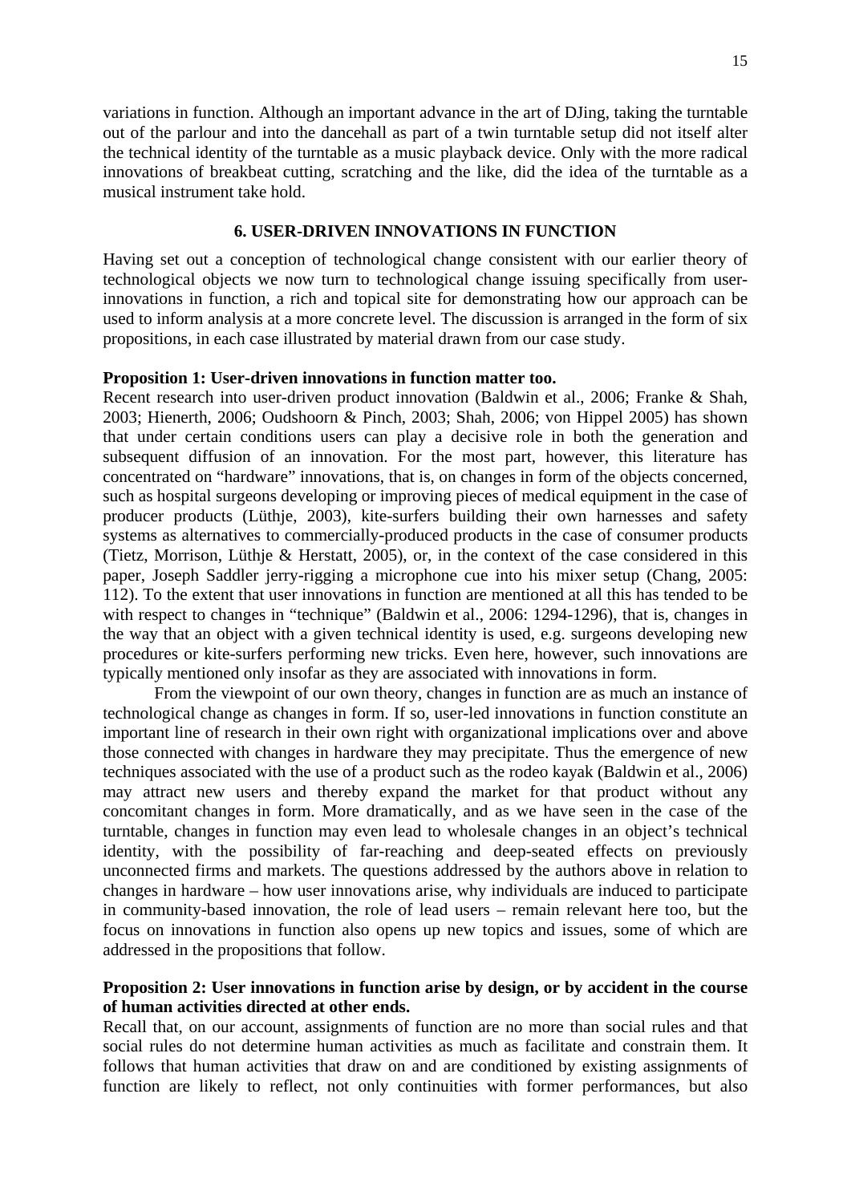variations in function. Although an important advance in the art of DJing, taking the turntable out of the parlour and into the dancehall as part of a twin turntable setup did not itself alter the technical identity of the turntable as a music playback device. Only with the more radical innovations of breakbeat cutting, scratching and the like, did the idea of the turntable as a musical instrument take hold.

## 6. USER-DRIVEN INNOVATIONS IN FUNCTION

Having set out a conception of technological change consistent with our earlier theory of technological objects we now turn to technological change issuing specifically from user-innovations in function, a rich and topical site for demonstrating how our approach can be used to inform analysis at a more concrete level. The discussion is arranged in the form of six propositions, in each case illustrated by material drawn from our case study.

**Proposition 1: User-driven innovations in function matter too.**

Recent research into user-driven product innovation (Baldwin et al., 2006; Franke & Shah, 2003; Hienerth, 2006; Oudshoorn & Pinch, 2003; Shah, 2006; von Hippel 2005) has shown that under certain conditions users can play a decisive role in both the generation and subsequent diffusion of an innovation. For the most part, however, this literature has concentrated on "hardware" innovations, that is, on changes in form of the objects concerned, such as hospital surgeons developing or improving pieces of medical equipment in the case of producer products (Lüthje, 2003), kite-surfers building their own harnesses and safety systems as alternatives to commercially-produced products in the case of consumer products (Tietz, Morrison, Lüthje & Herstatt, 2005), or, in the context of the case considered in this paper, Joseph Saddler jerry-rigging a microphone cue into his mixer setup (Chang, 2005: 112). To the extent that user innovations in function are mentioned at all this has tended to be with respect to changes in "technique" (Baldwin et al., 2006: 1294-1296), that is, changes in the way that an object with a given technical identity is used, e.g. surgeons developing new procedures or kite-surfers performing new tricks. Even here, however, such innovations are typically mentioned only insofar as they are associated with innovations in form.

From the viewpoint of our own theory, changes in function are as much an instance of technological change as changes in form. If so, user-led innovations in function constitute an important line of research in their own right with organizational implications over and above those connected with changes in hardware they may precipitate. Thus the emergence of new techniques associated with the use of a product such as the rodeo kayak (Baldwin et al., 2006) may attract new users and thereby expand the market for that product without any concomitant changes in form. More dramatically, and as we have seen in the case of the turntable, changes in function may even lead to wholesale changes in an object's technical identity, with the possibility of far-reaching and deep-seated effects on previously unconnected firms and markets. The questions addressed by the authors above in relation to changes in hardware – how user innovations arise, why individuals are induced to participate in community-based innovation, the role of lead users – remain relevant here too, but the focus on innovations in function also opens up new topics and issues, some of which are addressed in the propositions that follow.

**Proposition 2: User innovations in function arise by design, or by accident in the course of human activities directed at other ends.**

Recall that, on our account, assignments of function are no more than social rules and that social rules do not determine human activities as much as facilitate and constrain them. It follows that human activities that draw on and are conditioned by existing assignments of function are likely to reflect, not only continuities with former performances, but also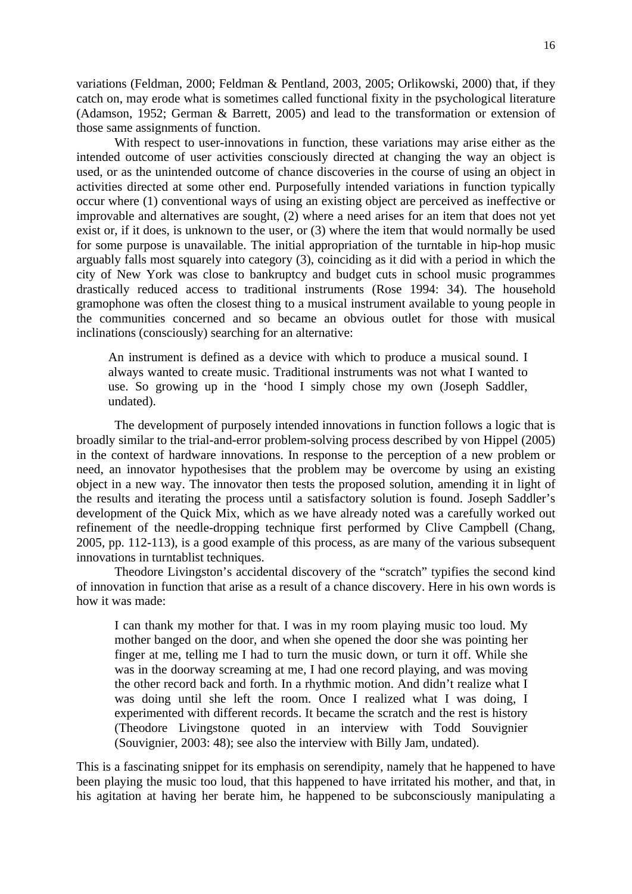variations (Feldman, 2000; Feldman & Pentland, 2003, 2005; Orlikowski, 2000) that, if they catch on, may erode what is sometimes called functional fixity in the psychological literature (Adamson, 1952; German & Barrett, 2005) and lead to the transformation or extension of those same assignments of function.

With respect to user-innovations in function, these variations may arise either as the intended outcome of user activities consciously directed at changing the way an object is used, or as the unintended outcome of chance discoveries in the course of using an object in activities directed at some other end. Purposefully intended variations in function typically occur where (1) conventional ways of using an existing object are perceived as ineffective or improvable and alternatives are sought, (2) where a need arises for an item that does not yet exist or, if it does, is unknown to the user, or (3) where the item that would normally be used for some purpose is unavailable. The initial appropriation of the turntable in hip-hop music arguably falls most squarely into category (3), coinciding as it did with a period in which the city of New York was close to bankruptcy and budget cuts in school music programmes drastically reduced access to traditional instruments (Rose 1994: 34). The household gramophone was often the closest thing to a musical instrument available to young people in the communities concerned and so became an obvious outlet for those with musical inclinations (consciously) searching for an alternative:

> An instrument is defined as a device with which to produce a musical sound. I always wanted to create music. Traditional instruments was not what I wanted to use. So growing up in the 'hood I simply chose my own (Joseph Saddler, undated).

The development of purposely intended innovations in function follows a logic that is broadly similar to the trial-and-error problem-solving process described by von Hippel (2005) in the context of hardware innovations. In response to the perception of a new problem or need, an innovator hypothesises that the problem may be overcome by using an existing object in a new way. The innovator then tests the proposed solution, amending it in light of the results and iterating the process until a satisfactory solution is found. Joseph Saddler's development of the Quick Mix, which as we have already noted was a carefully worked out refinement of the needle-dropping technique first performed by Clive Campbell (Chang, 2005, pp. 112-113), is a good example of this process, as are many of the various subsequent innovations in turntablist techniques.

Theodore Livingston's accidental discovery of the "scratch" typifies the second kind of innovation in function that arise as a result of a chance discovery. Here in his own words is how it was made:

> I can thank my mother for that. I was in my room playing music too loud. My mother banged on the door, and when she opened the door she was pointing her finger at me, telling me I had to turn the music down, or turn it off. While she was in the doorway screaming at me, I had one record playing, and was moving the other record back and forth. In a rhythmic motion. And didn't realize what I was doing until she left the room. Once I realized what I was doing, I experimented with different records. It became the scratch and the rest is history (Theodore Livingstone quoted in an interview with Todd Souvignier (Souvignier, 2003: 48); see also the interview with Billy Jam, undated).

This is a fascinating snippet for its emphasis on serendipity, namely that he happened to have been playing the music too loud, that this happened to have irritated his mother, and that, in his agitation at having her berate him, he happened to be subconsciously manipulating a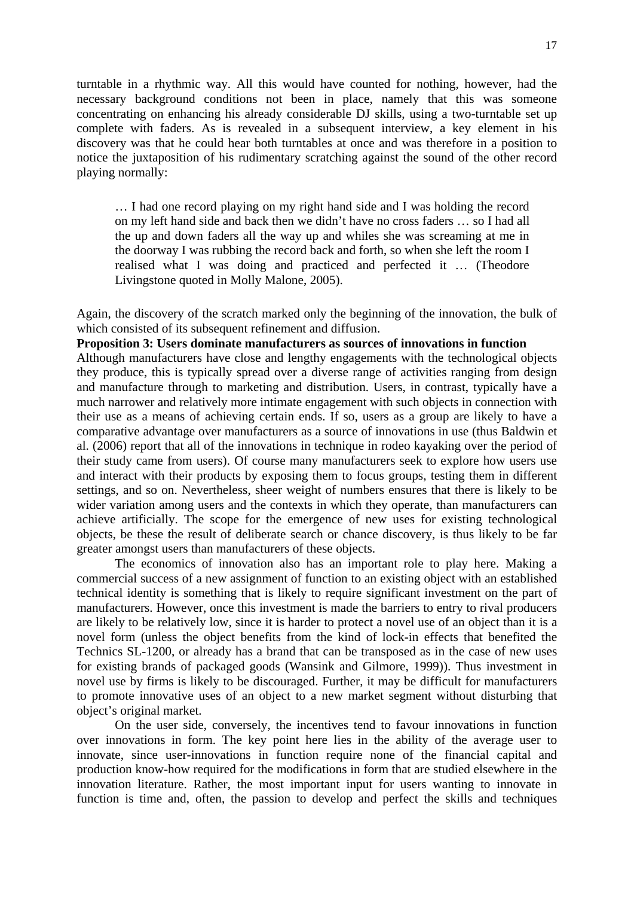turntable in a rhythmic way. All this would have counted for nothing, however, had the necessary background conditions not been in place, namely that this was someone concentrating on enhancing his already considerable DJ skills, using a two-turntable set up complete with faders. As is revealed in a subsequent interview, a key element in his discovery was that he could hear both turntables at once and was therefore in a position to notice the juxtaposition of his rudimentary scratching against the sound of the other record playing normally:

> … I had one record playing on my right hand side and I was holding the record on my left hand side and back then we didn't have no cross faders … so I had all the up and down faders all the way up and whiles she was screaming at me in the doorway I was rubbing the record back and forth, so when she left the room I realised what I was doing and practiced and perfected it … (Theodore Livingstone quoted in Molly Malone, 2005).

Again, the discovery of the scratch marked only the beginning of the innovation, the bulk of which consisted of its subsequent refinement and diffusion.

**Proposition 3: Users dominate manufacturers as sources of innovations in function**

Although manufacturers have close and lengthy engagements with the technological objects they produce, this is typically spread over a diverse range of activities ranging from design and manufacture through to marketing and distribution. Users, in contrast, typically have a much narrower and relatively more intimate engagement with such objects in connection with their use as a means of achieving certain ends. If so, users as a group are likely to have a comparative advantage over manufacturers as a source of innovations in use (thus Baldwin et al. (2006) report that all of the innovations in technique in rodeo kayaking over the period of their study came from users). Of course many manufacturers seek to explore how users use and interact with their products by exposing them to focus groups, testing them in different settings, and so on. Nevertheless, sheer weight of numbers ensures that there is likely to be wider variation among users and the contexts in which they operate, than manufacturers can achieve artificially. The scope for the emergence of new uses for existing technological objects, be these the result of deliberate search or chance discovery, is thus likely to be far greater amongst users than manufacturers of these objects.

The economics of innovation also has an important role to play here. Making a commercial success of a new assignment of function to an existing object with an established technical identity is something that is likely to require significant investment on the part of manufacturers. However, once this investment is made the barriers to entry to rival producers are likely to be relatively low, since it is harder to protect a novel use of an object than it is a novel form (unless the object benefits from the kind of lock-in effects that benefited the Technics SL-1200, or already has a brand that can be transposed as in the case of new uses for existing brands of packaged goods (Wansink and Gilmore, 1999)). Thus investment in novel use by firms is likely to be discouraged. Further, it may be difficult for manufacturers to promote innovative uses of an object to a new market segment without disturbing that object's original market.

On the user side, conversely, the incentives tend to favour innovations in function over innovations in form. The key point here lies in the ability of the average user to innovate, since user-innovations in function require none of the financial capital and production know-how required for the modifications in form that are studied elsewhere in the innovation literature. Rather, the most important input for users wanting to innovate in function is time and, often, the passion to develop and perfect the skills and techniques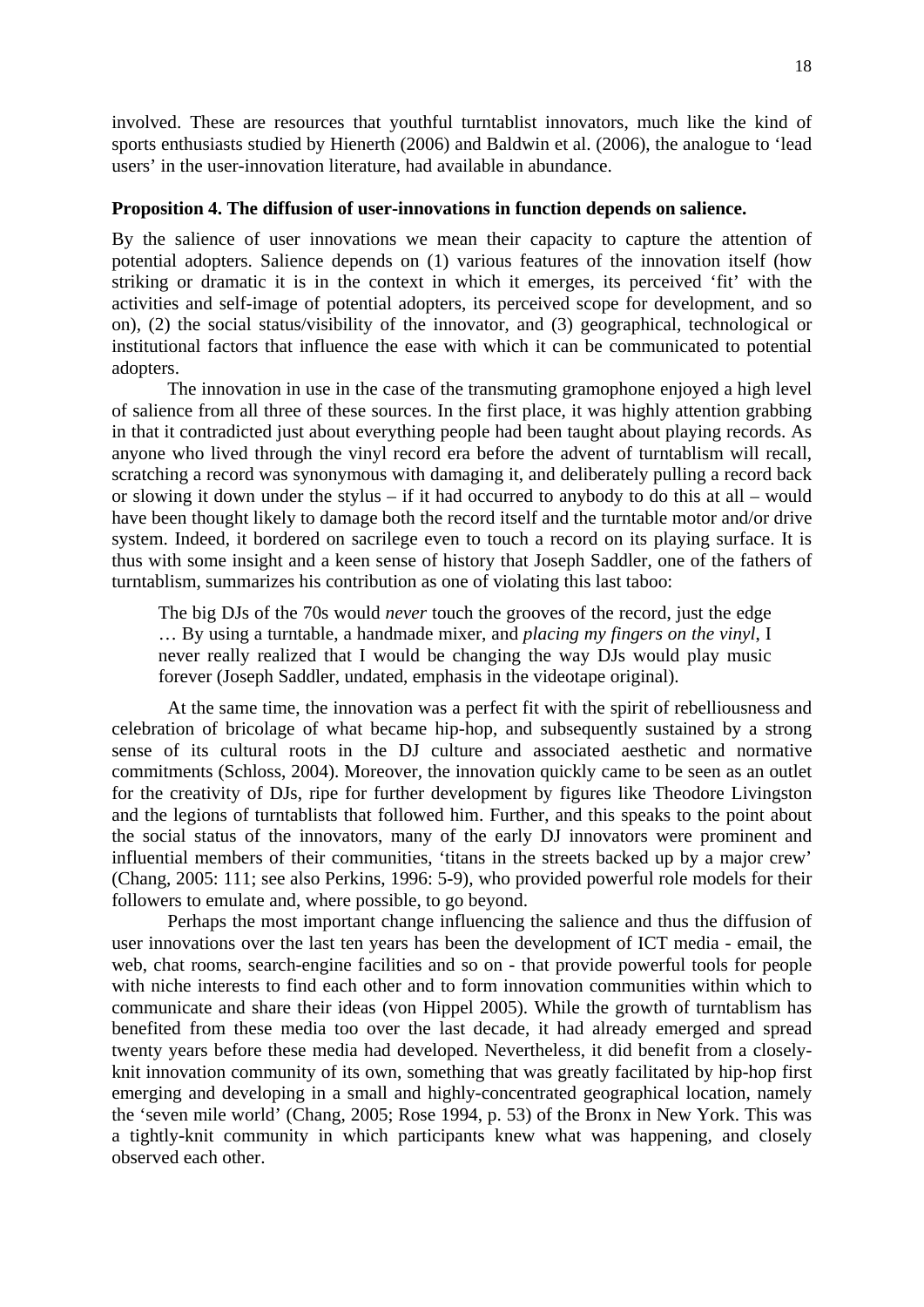involved. These are resources that youthful turntablist innovators, much like the kind of sports enthusiasts studied by Hienerth (2006) and Baldwin et al. (2006), the analogue to 'lead users' in the user-innovation literature, had available in abundance.

**Proposition 4. The diffusion of user-innovations in function depends on salience.**

By the salience of user innovations we mean their capacity to capture the attention of potential adopters. Salience depends on (1) various features of the innovation itself (how striking or dramatic it is in the context in which it emerges, its perceived 'fit' with the activities and self-image of potential adopters, its perceived scope for development, and so on), (2) the social status/visibility of the innovator, and (3) geographical, technological or institutional factors that influence the ease with which it can be communicated to potential adopters.

The innovation in use in the case of the transmuting gramophone enjoyed a high level of salience from all three of these sources. In the first place, it was highly attention grabbing in that it contradicted just about everything people had been taught about playing records. As anyone who lived through the vinyl record era before the advent of turntablism will recall, scratching a record was synonymous with damaging it, and deliberately pulling a record back or slowing it down under the stylus – if it had occurred to anybody to do this at all – would have been thought likely to damage both the record itself and the turntable motor and/or drive system. Indeed, it bordered on sacrilege even to touch a record on its playing surface. It is thus with some insight and a keen sense of history that Joseph Saddler, one of the fathers of turntablism, summarizes his contribution as one of violating this last taboo:

> The big DJs of the 70s would *never* touch the grooves of the record, just the edge … By using a turntable, a handmade mixer, and *placing my fingers on the vinyl*, I never really realized that I would be changing the way DJs would play music forever (Joseph Saddler, undated, emphasis in the videotape original).

At the same time, the innovation was a perfect fit with the spirit of rebelliousness and celebration of bricolage of what became hip-hop, and subsequently sustained by a strong sense of its cultural roots in the DJ culture and associated aesthetic and normative commitments (Schloss, 2004). Moreover, the innovation quickly came to be seen as an outlet for the creativity of DJs, ripe for further development by figures like Theodore Livingston and the legions of turntablists that followed him. Further, and this speaks to the point about the social status of the innovators, many of the early DJ innovators were prominent and influential members of their communities, 'titans in the streets backed up by a major crew' (Chang, 2005: 111; see also Perkins, 1996: 5-9), who provided powerful role models for their followers to emulate and, where possible, to go beyond.

Perhaps the most important change influencing the salience and thus the diffusion of user innovations over the last ten years has been the development of ICT media - email, the web, chat rooms, search-engine facilities and so on - that provide powerful tools for people with niche interests to find each other and to form innovation communities within which to communicate and share their ideas (von Hippel 2005). While the growth of turntablism has benefited from these media too over the last decade, it had already emerged and spread twenty years before these media had developed. Nevertheless, it did benefit from a closely-knit innovation community of its own, something that was greatly facilitated by hip-hop first emerging and developing in a small and highly-concentrated geographical location, namely the 'seven mile world' (Chang, 2005; Rose 1994, p. 53) of the Bronx in New York. This was a tightly-knit community in which participants knew what was happening, and closely observed each other.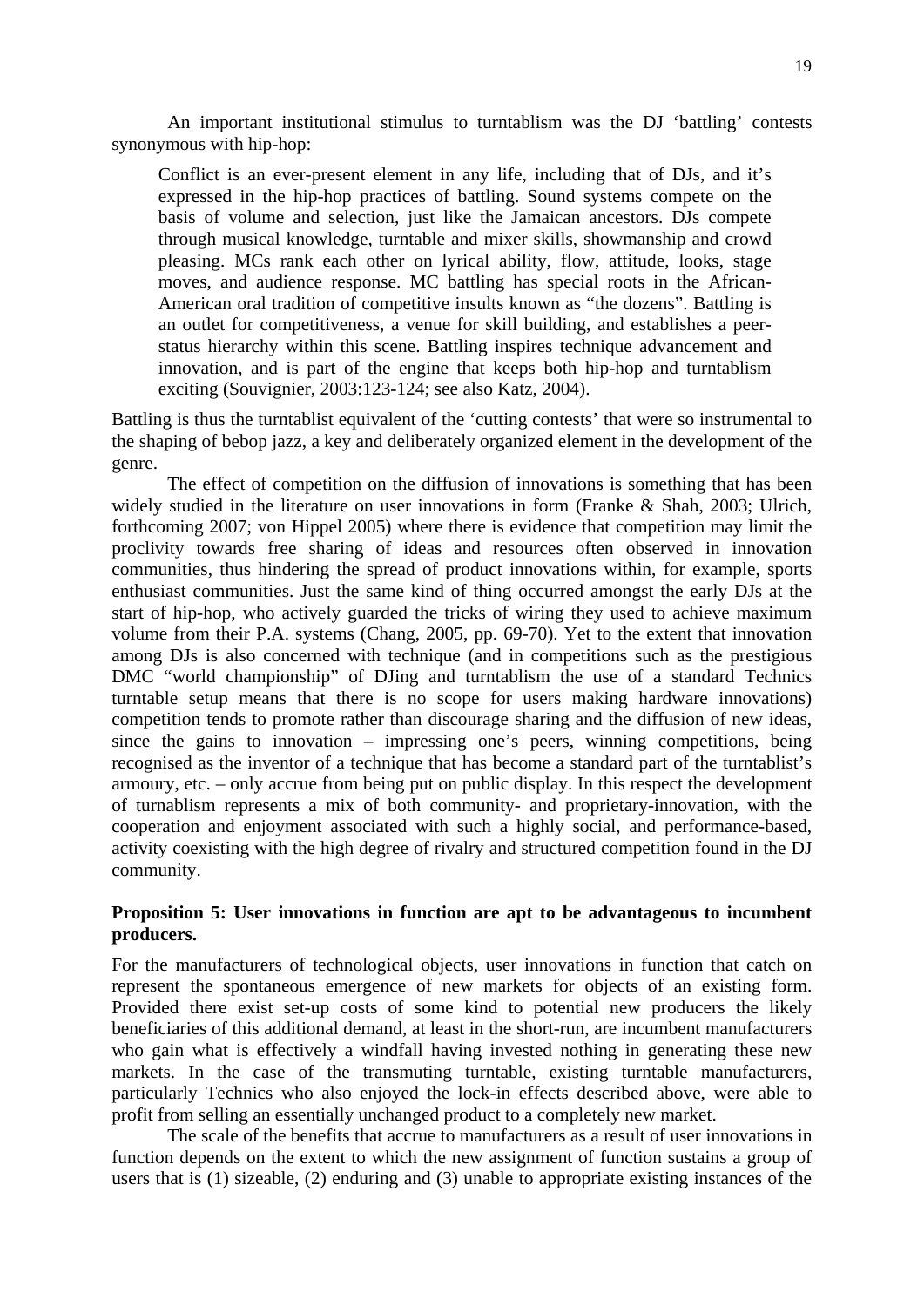An important institutional stimulus to turntablism was the DJ 'battling' contests synonymous with hip-hop:

> Conflict is an ever-present element in any life, including that of DJs, and it's expressed in the hip-hop practices of battling. Sound systems compete on the basis of volume and selection, just like the Jamaican ancestors. DJs compete through musical knowledge, turntable and mixer skills, showmanship and crowd pleasing. MCs rank each other on lyrical ability, flow, attitude, looks, stage moves, and audience response. MC battling has special roots in the African-American oral tradition of competitive insults known as "the dozens". Battling is an outlet for competitiveness, a venue for skill building, and establishes a peer-status hierarchy within this scene. Battling inspires technique advancement and innovation, and is part of the engine that keeps both hip-hop and turntablism exciting (Souvignier, 2003:123-124; see also Katz, 2004).

Battling is thus the turntablist equivalent of the 'cutting contests' that were so instrumental to the shaping of bebop jazz, a key and deliberately organized element in the development of the genre.

The effect of competition on the diffusion of innovations is something that has been widely studied in the literature on user innovations in form (Franke & Shah, 2003; Ulrich, forthcoming 2007; von Hippel 2005) where there is evidence that competition may limit the proclivity towards free sharing of ideas and resources often observed in innovation communities, thus hindering the spread of product innovations within, for example, sports enthusiast communities. Just the same kind of thing occurred amongst the early DJs at the start of hip-hop, who actively guarded the tricks of wiring they used to achieve maximum volume from their P.A. systems (Chang, 2005, pp. 69-70). Yet to the extent that innovation among DJs is also concerned with technique (and in competitions such as the prestigious DMC "world championship" of DJing and turntablism the use of a standard Technics turntable setup means that there is no scope for users making hardware innovations) competition tends to promote rather than discourage sharing and the diffusion of new ideas, since the gains to innovation – impressing one's peers, winning competitions, being recognised as the inventor of a technique that has become a standard part of the turntablist's armoury, etc. – only accrue from being put on public display. In this respect the development of turnablism represents a mix of both community- and proprietary-innovation, with the cooperation and enjoyment associated with such a highly social, and performance-based, activity coexisting with the high degree of rivalry and structured competition found in the DJ community.

**Proposition 5: User innovations in function are apt to be advantageous to incumbent producers.**

For the manufacturers of technological objects, user innovations in function that catch on represent the spontaneous emergence of new markets for objects of an existing form. Provided there exist set-up costs of some kind to potential new producers the likely beneficiaries of this additional demand, at least in the short-run, are incumbent manufacturers who gain what is effectively a windfall having invested nothing in generating these new markets. In the case of the transmuting turntable, existing turntable manufacturers, particularly Technics who also enjoyed the lock-in effects described above, were able to profit from selling an essentially unchanged product to a completely new market.

The scale of the benefits that accrue to manufacturers as a result of user innovations in function depends on the extent to which the new assignment of function sustains a group of users that is (1) sizeable, (2) enduring and (3) unable to appropriate existing instances of the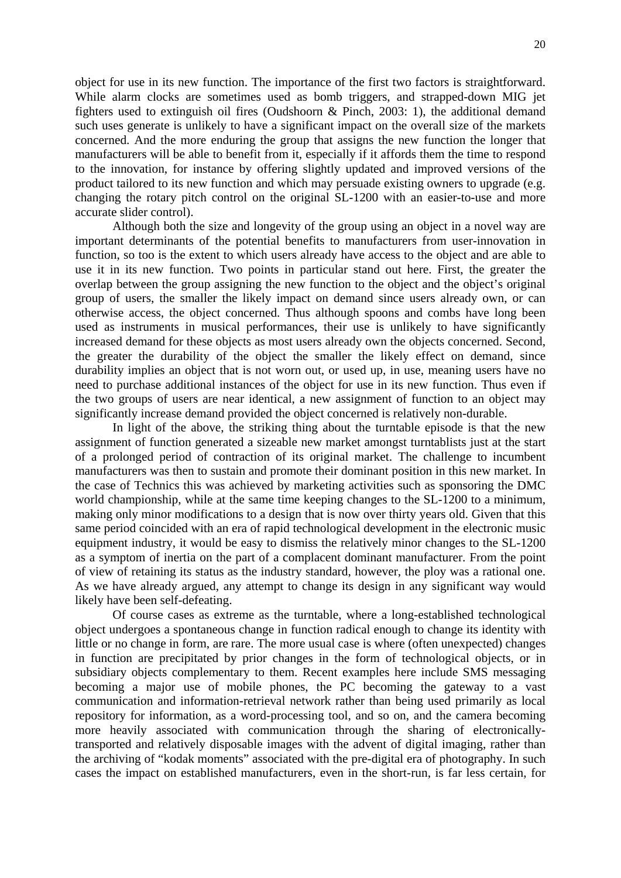object for use in its new function. The importance of the first two factors is straightforward. While alarm clocks are sometimes used as bomb triggers, and strapped-down MIG jet fighters used to extinguish oil fires (Oudshoorn & Pinch, 2003: 1), the additional demand such uses generate is unlikely to have a significant impact on the overall size of the markets concerned. And the more enduring the group that assigns the new function the longer that manufacturers will be able to benefit from it, especially if it affords them the time to respond to the innovation, for instance by offering slightly updated and improved versions of the product tailored to its new function and which may persuade existing owners to upgrade (e.g. changing the rotary pitch control on the original SL-1200 with an easier-to-use and more accurate slider control).

Although both the size and longevity of the group using an object in a novel way are important determinants of the potential benefits to manufacturers from user-innovation in function, so too is the extent to which users already have access to the object and are able to use it in its new function. Two points in particular stand out here. First, the greater the overlap between the group assigning the new function to the object and the object's original group of users, the smaller the likely impact on demand since users already own, or can otherwise access, the object concerned. Thus although spoons and combs have long been used as instruments in musical performances, their use is unlikely to have significantly increased demand for these objects as most users already own the objects concerned. Second, the greater the durability of the object the smaller the likely effect on demand, since durability implies an object that is not worn out, or used up, in use, meaning users have no need to purchase additional instances of the object for use in its new function. Thus even if the two groups of users are near identical, a new assignment of function to an object may significantly increase demand provided the object concerned is relatively non-durable.

In light of the above, the striking thing about the turntable episode is that the new assignment of function generated a sizeable new market amongst turntablists just at the start of a prolonged period of contraction of its original market. The challenge to incumbent manufacturers was then to sustain and promote their dominant position in this new market. In the case of Technics this was achieved by marketing activities such as sponsoring the DMC world championship, while at the same time keeping changes to the SL-1200 to a minimum, making only minor modifications to a design that is now over thirty years old. Given that this same period coincided with an era of rapid technological development in the electronic music equipment industry, it would be easy to dismiss the relatively minor changes to the SL-1200 as a symptom of inertia on the part of a complacent dominant manufacturer. From the point of view of retaining its status as the industry standard, however, the ploy was a rational one. As we have already argued, any attempt to change its design in any significant way would likely have been self-defeating.

Of course cases as extreme as the turntable, where a long-established technological object undergoes a spontaneous change in function radical enough to change its identity with little or no change in form, are rare. The more usual case is where (often unexpected) changes in function are precipitated by prior changes in the form of technological objects, or in subsidiary objects complementary to them. Recent examples here include SMS messaging becoming a major use of mobile phones, the PC becoming the gateway to a vast communication and information-retrieval network rather than being used primarily as local repository for information, as a word-processing tool, and so on, and the camera becoming more heavily associated with communication through the sharing of electronically-transported and relatively disposable images with the advent of digital imaging, rather than the archiving of "kodak moments" associated with the pre-digital era of photography. In such cases the impact on established manufacturers, even in the short-run, is far less certain, for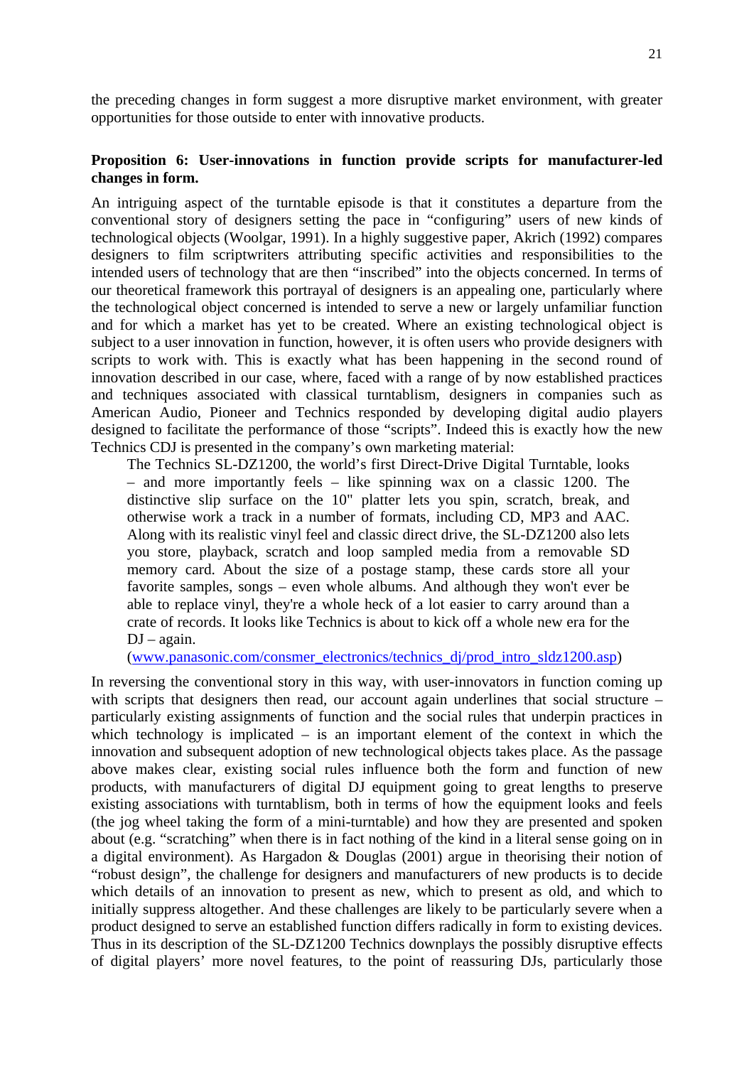the preceding changes in form suggest a more disruptive market environment, with greater opportunities for those outside to enter with innovative products.

**Proposition 6: User-innovations in function provide scripts for manufacturer-led changes in form.**

An intriguing aspect of the turntable episode is that it constitutes a departure from the conventional story of designers setting the pace in "configuring" users of new kinds of technological objects (Woolgar, 1991). In a highly suggestive paper, Akrich (1992) compares designers to film scriptwriters attributing specific activities and responsibilities to the intended users of technology that are then "inscribed" into the objects concerned. In terms of our theoretical framework this portrayal of designers is an appealing one, particularly where the technological object concerned is intended to serve a new or largely unfamiliar function and for which a market has yet to be created. Where an existing technological object is subject to a user innovation in function, however, it is often users who provide designers with scripts to work with. This is exactly what has been happening in the second round of innovation described in our case, where, faced with a range of by now established practices and techniques associated with classical turntablism, designers in companies such as American Audio, Pioneer and Technics responded by developing digital audio players designed to facilitate the performance of those "scripts". Indeed this is exactly how the new Technics CDJ is presented in the company's own marketing material:

> The Technics SL-DZ1200, the world's first Direct-Drive Digital Turntable, looks – and more importantly feels – like spinning wax on a classic 1200. The distinctive slip surface on the 10" platter lets you spin, scratch, break, and otherwise work a track in a number of formats, including CD, MP3 and AAC. Along with its realistic vinyl feel and classic direct drive, the SL-DZ1200 also lets you store, playback, scratch and loop sampled media from a removable SD memory card. About the size of a postage stamp, these cards store all your favorite samples, songs – even whole albums. And although they won't ever be able to replace vinyl, they're a whole heck of a lot easier to carry around than a crate of records. It looks like Technics is about to kick off a whole new era for the DJ – again.
> (www.panasonic.com/consmer_electronics/technics_dj/prod_intro_sldz1200.asp)

In reversing the conventional story in this way, with user-innovators in function coming up with scripts that designers then read, our account again underlines that social structure – particularly existing assignments of function and the social rules that underpin practices in which technology is implicated – is an important element of the context in which the innovation and subsequent adoption of new technological objects takes place. As the passage above makes clear, existing social rules influence both the form and function of new products, with manufacturers of digital DJ equipment going to great lengths to preserve existing associations with turntablism, both in terms of how the equipment looks and feels (the jog wheel taking the form of a mini-turntable) and how they are presented and spoken about (e.g. "scratching" when there is in fact nothing of the kind in a literal sense going on in a digital environment). As Hargadon & Douglas (2001) argue in theorising their notion of "robust design", the challenge for designers and manufacturers of new products is to decide which details of an innovation to present as new, which to present as old, and which to initially suppress altogether. And these challenges are likely to be particularly severe when a product designed to serve an established function differs radically in form to existing devices. Thus in its description of the SL-DZ1200 Technics downplays the possibly disruptive effects of digital players' more novel features, to the point of reassuring DJs, particularly those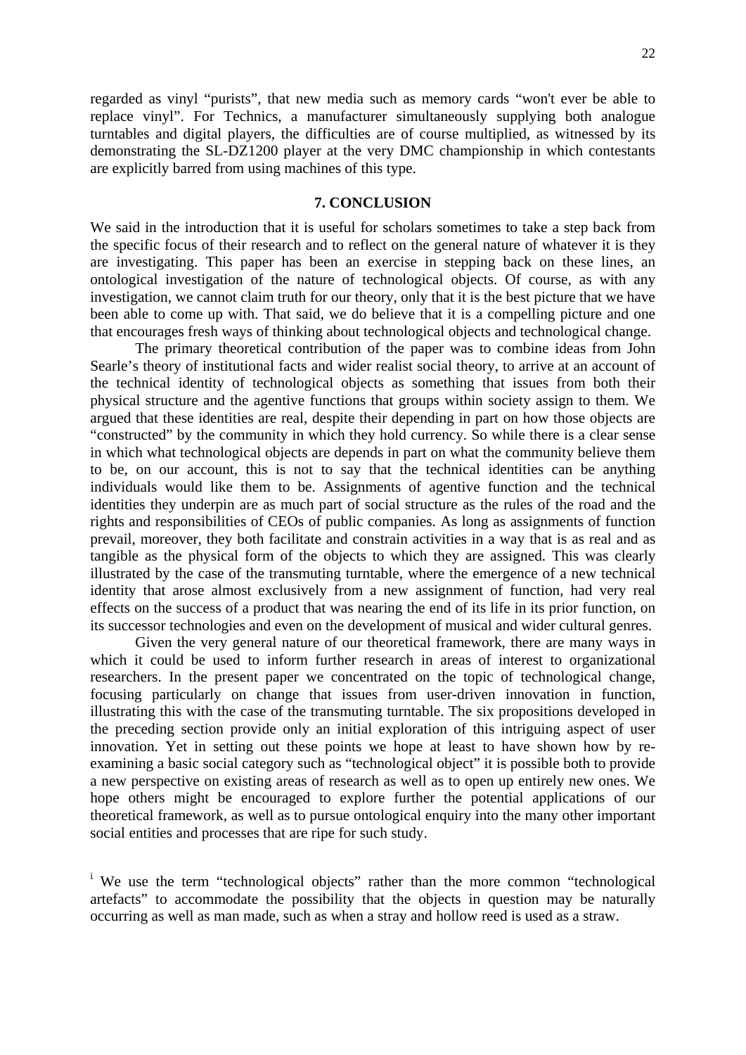regarded as vinyl "purists", that new media such as memory cards "won't ever be able to replace vinyl". For Technics, a manufacturer simultaneously supplying both analogue turntables and digital players, the difficulties are of course multiplied, as witnessed by its demonstrating the SL-DZ1200 player at the very DMC championship in which contestants are explicitly barred from using machines of this type.

## 7. CONCLUSION

We said in the introduction that it is useful for scholars sometimes to take a step back from the specific focus of their research and to reflect on the general nature of whatever it is they are investigating. This paper has been an exercise in stepping back on these lines, an ontological investigation of the nature of technological objects. Of course, as with any investigation, we cannot claim truth for our theory, only that it is the best picture that we have been able to come up with. That said, we do believe that it is a compelling picture and one that encourages fresh ways of thinking about technological objects and technological change.

The primary theoretical contribution of the paper was to combine ideas from John Searle's theory of institutional facts and wider realist social theory, to arrive at an account of the technical identity of technological objects as something that issues from both their physical structure and the agentive functions that groups within society assign to them. We argued that these identities are real, despite their depending in part on how those objects are "constructed" by the community in which they hold currency. So while there is a clear sense in which what technological objects are depends in part on what the community believe them to be, on our account, this is not to say that the technical identities can be anything individuals would like them to be. Assignments of agentive function and the technical identities they underpin are as much part of social structure as the rules of the road and the rights and responsibilities of CEOs of public companies. As long as assignments of function prevail, moreover, they both facilitate and constrain activities in a way that is as real and as tangible as the physical form of the objects to which they are assigned. This was clearly illustrated by the case of the transmuting turntable, where the emergence of a new technical identity that arose almost exclusively from a new assignment of function, had very real effects on the success of a product that was nearing the end of its life in its prior function, on its successor technologies and even on the development of musical and wider cultural genres.

Given the very general nature of our theoretical framework, there are many ways in which it could be used to inform further research in areas of interest to organizational researchers. In the present paper we concentrated on the topic of technological change, focusing particularly on change that issues from user-driven innovation in function, illustrating this with the case of the transmuting turntable. The six propositions developed in the preceding section provide only an initial exploration of this intriguing aspect of user innovation. Yet in setting out these points we hope at least to have shown how by re-examining a basic social category such as "technological object" it is possible both to provide a new perspective on existing areas of research as well as to open up entirely new ones. We hope others might be encouraged to explore further the potential applications of our theoretical framework, as well as to pursue ontological enquiry into the many other important social entities and processes that are ripe for such study.

[i] We use the term "technological objects" rather than the more common "technological artefacts" to accommodate the possibility that the objects in question may be naturally occurring as well as man made, such as when a stray and hollow reed is used as a straw.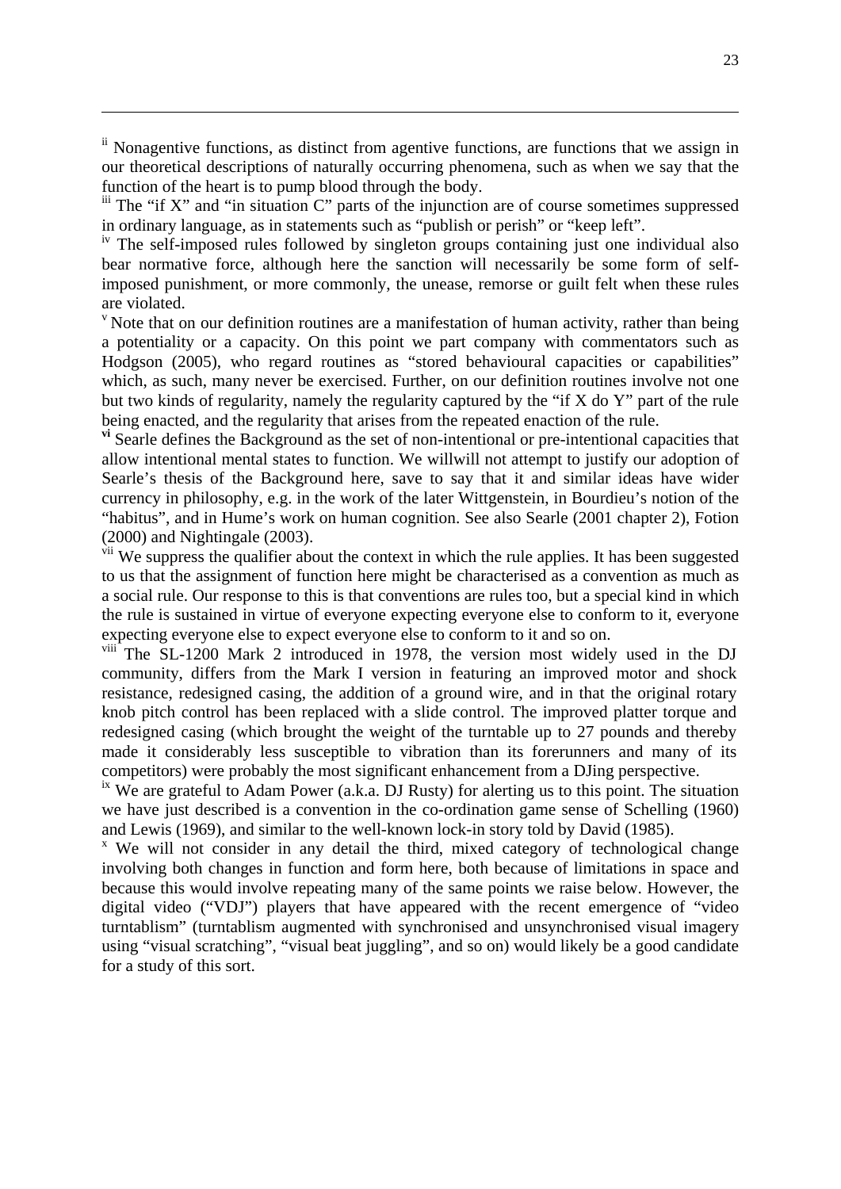[ii] Nonagentive functions, as distinct from agentive functions, are functions that we assign in our theoretical descriptions of naturally occurring phenomena, such as when we say that the function of the heart is to pump blood through the body.

[iii] The "if X" and "in situation C" parts of the injunction are of course sometimes suppressed in ordinary language, as in statements such as "publish or perish" or "keep left".

[iv] The self-imposed rules followed by singleton groups containing just one individual also bear normative force, although here the sanction will necessarily be some form of self-imposed punishment, or more commonly, the unease, remorse or guilt felt when these rules are violated.

[v] Note that on our definition routines are a manifestation of human activity, rather than being a potentiality or a capacity. On this point we part company with commentators such as Hodgson (2005), who regard routines as "stored behavioural capacities or capabilities" which, as such, many never be exercised. Further, on our definition routines involve not one but two kinds of regularity, namely the regularity captured by the "if X do Y" part of the rule being enacted, and the regularity that arises from the repeated enaction of the rule.

[vi] Searle defines the Background as the set of non-intentional or pre-intentional capacities that allow intentional mental states to function. We willwill not attempt to justify our adoption of Searle's thesis of the Background here, save to say that it and similar ideas have wider currency in philosophy, e.g. in the work of the later Wittgenstein, in Bourdieu's notion of the "habitus", and in Hume's work on human cognition. See also Searle (2001 chapter 2), Fotion (2000) and Nightingale (2003).

[vii] We suppress the qualifier about the context in which the rule applies. It has been suggested to us that the assignment of function here might be characterised as a convention as much as a social rule. Our response to this is that conventions are rules too, but a special kind in which the rule is sustained in virtue of everyone expecting everyone else to conform to it, everyone expecting everyone else to expect everyone else to conform to it and so on.

[viii] The SL-1200 Mark 2 introduced in 1978, the version most widely used in the DJ community, differs from the Mark I version in featuring an improved motor and shock resistance, redesigned casing, the addition of a ground wire, and in that the original rotary knob pitch control has been replaced with a slide control. The improved platter torque and redesigned casing (which brought the weight of the turntable up to 27 pounds and thereby made it considerably less susceptible to vibration than its forerunners and many of its competitors) were probably the most significant enhancement from a DJing perspective.

[ix] We are grateful to Adam Power (a.k.a. DJ Rusty) for alerting us to this point. The situation we have just described is a convention in the co-ordination game sense of Schelling (1960) and Lewis (1969), and similar to the well-known lock-in story told by David (1985).

[x] We will not consider in any detail the third, mixed category of technological change involving both changes in function and form here, both because of limitations in space and because this would involve repeating many of the same points we raise below. However, the digital video ("VDJ") players that have appeared with the recent emergence of "video turntablism" (turntablism augmented with synchronised and unsynchronised visual imagery using "visual scratching", "visual beat juggling", and so on) would likely be a good candidate for a study of this sort.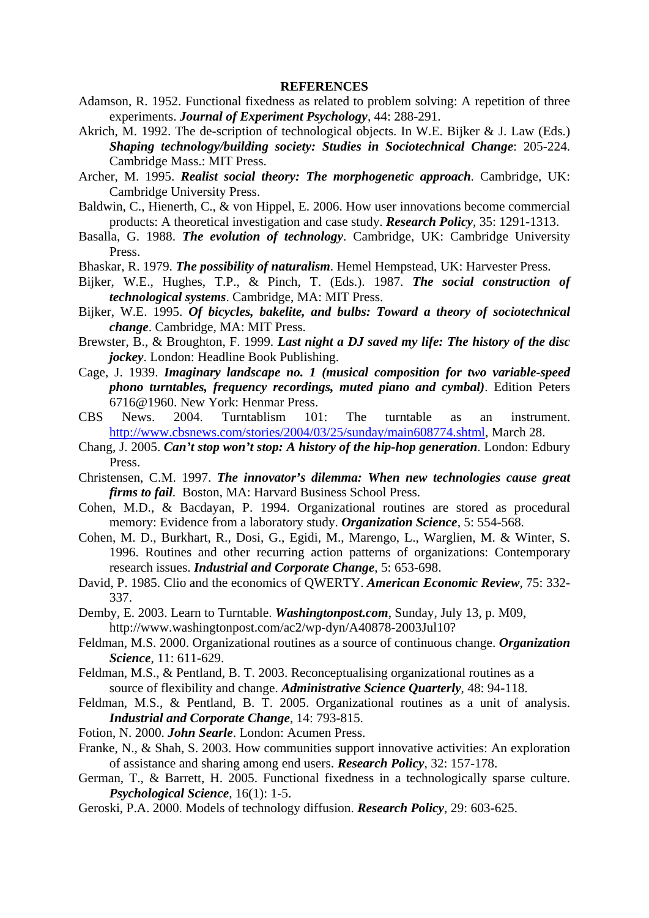## REFERENCES

Adamson, R. 1952. Functional fixedness as related to problem solving: A repetition of three experiments. ***Journal of Experiment Psychology***, 44: 288-291.

Akrich, M. 1992. The de-scription of technological objects. In W.E. Bijker & J. Law (Eds.) ***Shaping technology/building society: Studies in Sociotechnical Change***: 205-224. Cambridge Mass.: MIT Press.

Archer, M. 1995. ***Realist social theory: The morphogenetic approach***. Cambridge, UK: Cambridge University Press.

Baldwin, C., Hienerth, C., & von Hippel, E. 2006. How user innovations become commercial products: A theoretical investigation and case study. ***Research Policy***, 35: 1291-1313.

Basalla, G. 1988. ***The evolution of technology***. Cambridge, UK: Cambridge University Press.

Bhaskar, R. 1979. ***The possibility of naturalism***. Hemel Hempstead, UK: Harvester Press.

Bijker, W.E., Hughes, T.P., & Pinch, T. (Eds.). 1987. ***The social construction of technological systems***. Cambridge, MA: MIT Press.

Bijker, W.E. 1995. ***Of bicycles, bakelite, and bulbs: Toward a theory of sociotechnical change***. Cambridge, MA: MIT Press.

Brewster, B., & Broughton, F. 1999. ***Last night a DJ saved my life: The history of the disc jockey***. London: Headline Book Publishing.

Cage, J. 1939. ***Imaginary landscape no. 1 (musical composition for two variable-speed phono turntables, frequency recordings, muted piano and cymbal)***. Edition Peters 6716@1960. New York: Henmar Press.

CBS News. 2004. Turntablism 101: The turntable as an instrument. http://www.cbsnews.com/stories/2004/03/25/sunday/main608774.shtml, March 28.

Chang, J. 2005. ***Can't stop won't stop: A history of the hip-hop generation***. London: Edbury Press.

Christensen, C.M. 1997. ***The innovator's dilemma: When new technologies cause great firms to fail***. Boston, MA: Harvard Business School Press.

Cohen, M.D., & Bacdayan, P. 1994. Organizational routines are stored as procedural memory: Evidence from a laboratory study. ***Organization Science***, 5: 554-568.

Cohen, M. D., Burkhart, R., Dosi, G., Egidi, M., Marengo, L., Warglien, M. & Winter, S. 1996. Routines and other recurring action patterns of organizations: Contemporary research issues. ***Industrial and Corporate Change***, 5: 653-698.

David, P. 1985. Clio and the economics of QWERTY. ***American Economic Review***, 75: 332-337.

Demby, E. 2003. Learn to Turntable. ***Washingtonpost.com***, Sunday, July 13, p. M09, http://www.washingtonpost.com/ac2/wp-dyn/A40878-2003Jul10?

Feldman, M.S. 2000. Organizational routines as a source of continuous change. ***Organization Science***, 11: 611-629.

Feldman, M.S., & Pentland, B. T. 2003. Reconceptualising organizational routines as a source of flexibility and change. ***Administrative Science Quarterly***, 48: 94-118.

Feldman, M.S., & Pentland, B. T. 2005. Organizational routines as a unit of analysis. ***Industrial and Corporate Change***, 14: 793-815.

Fotion, N. 2000. ***John Searle***. London: Acumen Press.

Franke, N., & Shah, S. 2003. How communities support innovative activities: An exploration of assistance and sharing among end users. ***Research Policy***, 32: 157-178.

German, T., & Barrett, H. 2005. Functional fixedness in a technologically sparse culture. ***Psychological Science***, 16(1): 1-5.

Geroski, P.A. 2000. Models of technology diffusion. ***Research Policy***, 29: 603-625.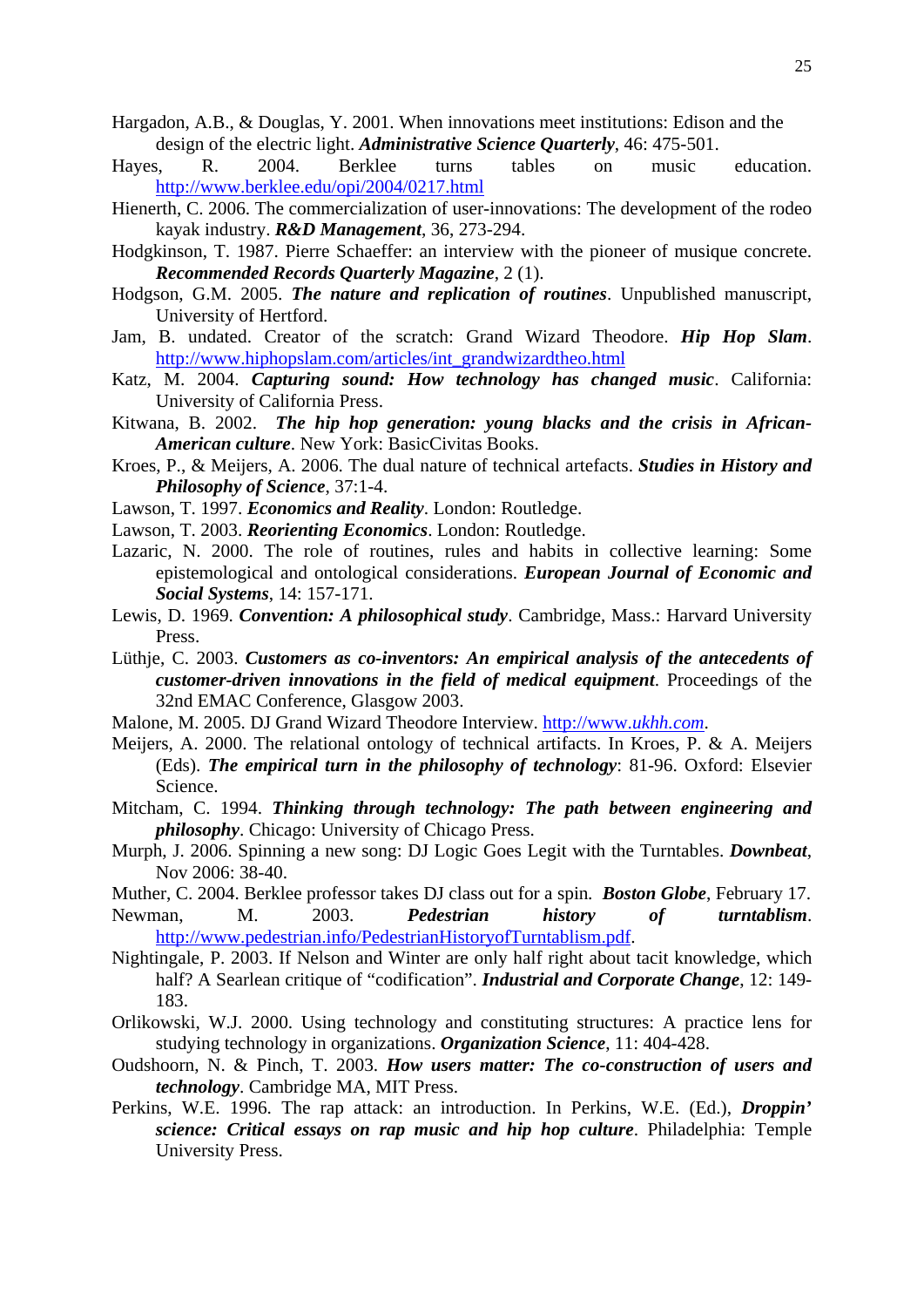Hargadon, A.B., & Douglas, Y. 2001. When innovations meet institutions: Edison and the design of the electric light. ***Administrative Science Quarterly***, 46: 475-501.

Hayes, R. 2004. Berklee turns tables on music education. http://www.berklee.edu/opi/2004/0217.html

Hienerth, C. 2006. The commercialization of user-innovations: The development of the rodeo kayak industry. ***R&D Management***, 36, 273-294.

Hodgkinson, T. 1987. Pierre Schaeffer: an interview with the pioneer of musique concrete. ***Recommended Records Quarterly Magazine***, 2 (1).

Hodgson, G.M. 2005. ***The nature and replication of routines***. Unpublished manuscript, University of Hertford.

Jam, B. undated. Creator of the scratch: Grand Wizard Theodore. ***Hip Hop Slam***. http://www.hiphopslam.com/articles/int_grandwizardtheo.html

Katz, M. 2004. ***Capturing sound: How technology has changed music***. California: University of California Press.

Kitwana, B. 2002. ***The hip hop generation: young blacks and the crisis in African-American culture***. New York: BasicCivitas Books.

Kroes, P., & Meijers, A. 2006. The dual nature of technical artefacts. ***Studies in History and Philosophy of Science***, 37:1-4.

Lawson, T. 1997. ***Economics and Reality***. London: Routledge.

Lawson, T. 2003. ***Reorienting Economics***. London: Routledge.

Lazaric, N. 2000. The role of routines, rules and habits in collective learning: Some epistemological and ontological considerations. ***European Journal of Economic and Social Systems***, 14: 157-171.

Lewis, D. 1969. ***Convention: A philosophical study***. Cambridge, Mass.: Harvard University Press.

Lüthje, C. 2003. ***Customers as co-inventors: An empirical analysis of the antecedents of customer-driven innovations in the field of medical equipment***. Proceedings of the 32nd EMAC Conference, Glasgow 2003.

Malone, M. 2005. DJ Grand Wizard Theodore Interview. http://www.*ukhh.com*.

Meijers, A. 2000. The relational ontology of technical artifacts. In Kroes, P. & A. Meijers (Eds). ***The empirical turn in the philosophy of technology***: 81-96. Oxford: Elsevier Science.

Mitcham, C. 1994. ***Thinking through technology: The path between engineering and philosophy***. Chicago: University of Chicago Press.

Murph, J. 2006. Spinning a new song: DJ Logic Goes Legit with the Turntables. ***Downbeat***, Nov 2006: 38-40.

Muther, C. 2004. Berklee professor takes DJ class out for a spin. ***Boston Globe***, February 17.

Newman, M. 2003. ***Pedestrian history of turntablism***. http://www.pedestrian.info/PedestrianHistoryofTurntablism.pdf.

Nightingale, P. 2003. If Nelson and Winter are only half right about tacit knowledge, which half? A Searlean critique of "codification". ***Industrial and Corporate Change***, 12: 149-183.

Orlikowski, W.J. 2000. Using technology and constituting structures: A practice lens for studying technology in organizations. ***Organization Science***, 11: 404-428.

Oudshoorn, N. & Pinch, T. 2003. ***How users matter: The co-construction of users and technology***. Cambridge MA, MIT Press.

Perkins, W.E. 1996. The rap attack: an introduction. In Perkins, W.E. (Ed.), ***Droppin' science: Critical essays on rap music and hip hop culture***. Philadelphia: Temple University Press.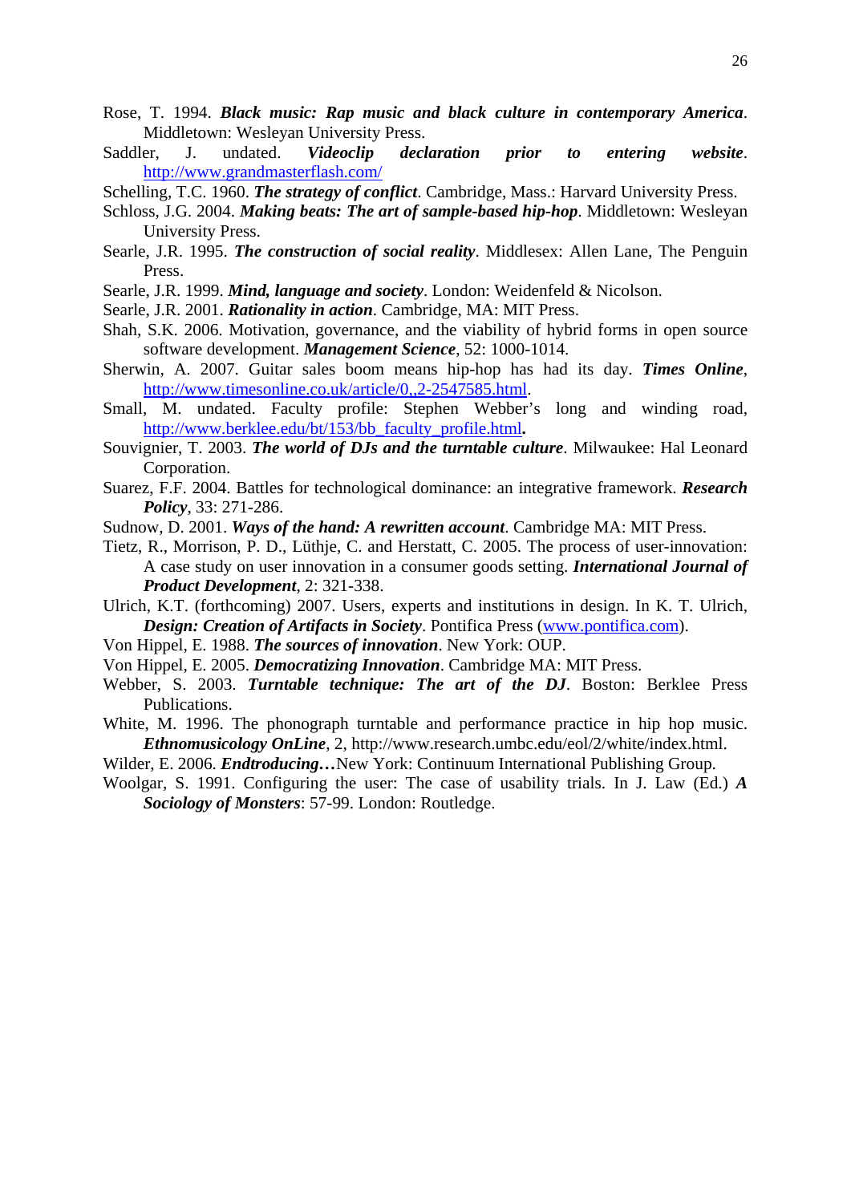Rose, T. 1994. ***Black music: Rap music and black culture in contemporary America***. Middletown: Wesleyan University Press.

Saddler, J. undated. ***Videoclip declaration prior to entering website***. http://www.grandmasterflash.com/

Schelling, T.C. 1960. ***The strategy of conflict***. Cambridge, Mass.: Harvard University Press.

Schloss, J.G. 2004. ***Making beats: The art of sample-based hip-hop***. Middletown: Wesleyan University Press.

Searle, J.R. 1995. ***The construction of social reality***. Middlesex: Allen Lane, The Penguin Press.

Searle, J.R. 1999. ***Mind, language and society***. London: Weidenfeld & Nicolson.

Searle, J.R. 2001. ***Rationality in action***. Cambridge, MA: MIT Press.

Shah, S.K. 2006. Motivation, governance, and the viability of hybrid forms in open source software development. ***Management Science***, 52: 1000-1014.

Sherwin, A. 2007. Guitar sales boom means hip-hop has had its day. ***Times Online***, http://www.timesonline.co.uk/article/0,,2-2547585.html.

Small, M. undated. Faculty profile: Stephen Webber's long and winding road, http://www.berklee.edu/bt/153/bb_faculty_profile.html**.**

Souvignier, T. 2003. ***The world of DJs and the turntable culture***. Milwaukee: Hal Leonard Corporation.

Suarez, F.F. 2004. Battles for technological dominance: an integrative framework. ***Research Policy***, 33: 271-286.

Sudnow, D. 2001. ***Ways of the hand: A rewritten account***. Cambridge MA: MIT Press.

Tietz, R., Morrison, P. D., Lüthje, C. and Herstatt, C. 2005. The process of user-innovation: A case study on user innovation in a consumer goods setting. ***International Journal of Product Development***, 2: 321-338.

Ulrich, K.T. (forthcoming) 2007. Users, experts and institutions in design. In K. T. Ulrich, ***Design: Creation of Artifacts in Society***. Pontifica Press (www.pontifica.com).

Von Hippel, E. 1988. ***The sources of innovation***. New York: OUP.

Von Hippel, E. 2005. ***Democratizing Innovation***. Cambridge MA: MIT Press.

Webber, S. 2003. ***Turntable technique: The art of the DJ***. Boston: Berklee Press Publications.

White, M. 1996. The phonograph turntable and performance practice in hip hop music. ***Ethnomusicology OnLine***, 2, http://www.research.umbc.edu/eol/2/white/index.html.

Wilder, E. 2006. ***Endtroducing…***New York: Continuum International Publishing Group.

Woolgar, S. 1991. Configuring the user: The case of usability trials. In J. Law (Ed.) ***A Sociology of Monsters***: 57-99. London: Routledge.